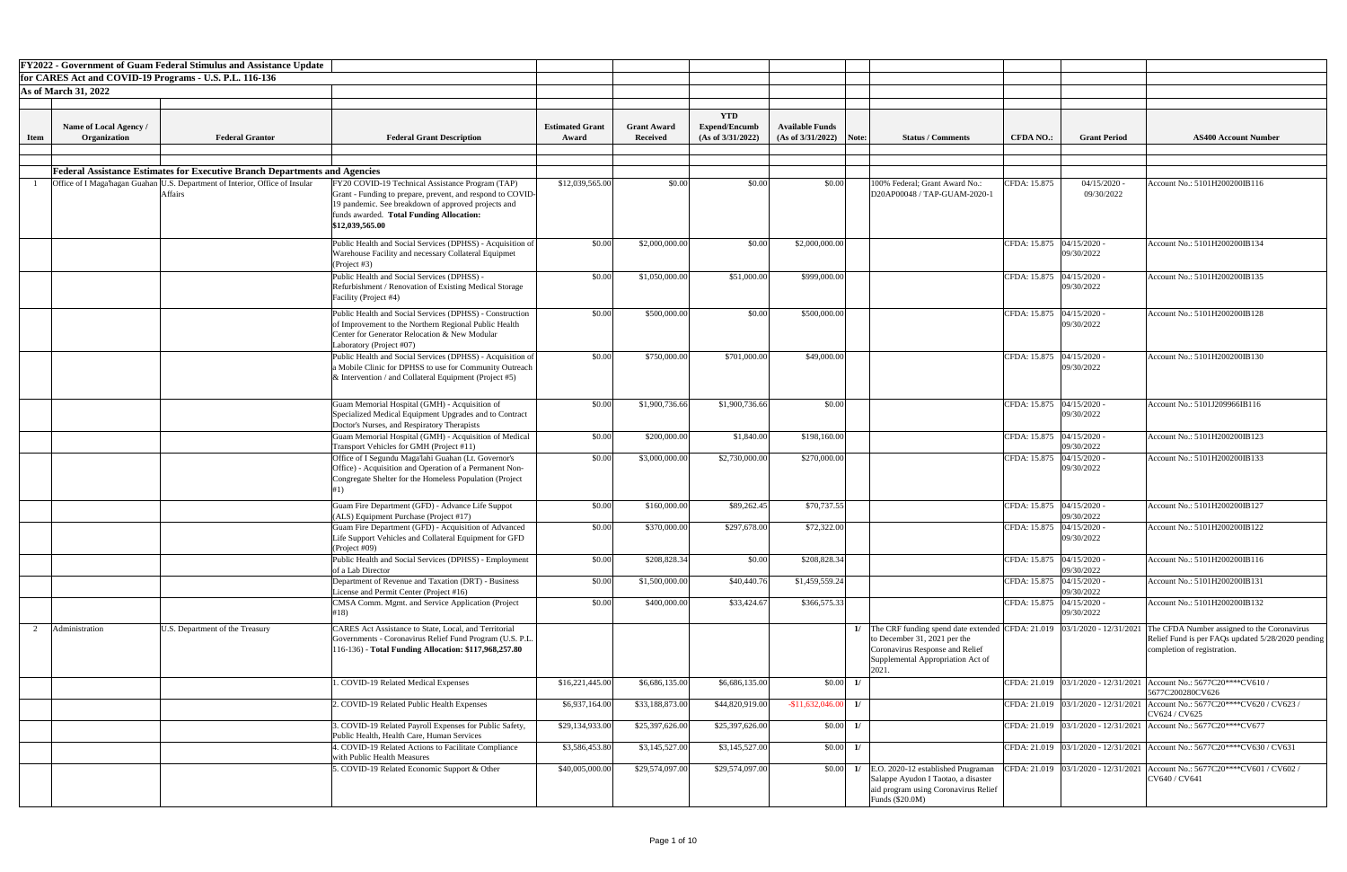**FY2022 - Government of Guam Federal Stimulus and Assistance Update**

**for CARES Act and COVID-19 Programs - U.S. P.L. 116-136**

**As of March 31, 2022**

| Item | Name of Local Agency / Organization | Federal Grantor | Federal Grant Description | Estimated Grant Award | Grant Award Received | YTD Expend/Encumb (As of 3/31/2022) | Available Funds (As of 3/31/2022) | Note: | Status / Comments | CFDA NO.: | Grant Period | AS400 Account Number |
|---|---|---|---|---|---|---|---|---|---|---|---|---|
| | **Federal Assistance Estimates for Executive Branch Departments and Agencies** | | | | | | | | | | | |
| 1 | Office of I Maga'hagan Guahan | U.S. Department of Interior, Office of Insular Affairs | FY20 COVID-19 Technical Assistance Program (TAP) Grant - Funding to prepare, prevent, and respond to COVID-19 pandemic. See breakdown of approved projects and funds awarded. **Total Funding Allocation: $12,039,565.00** | $12,039,565.00 | $0.00 | $0.00 | $0.00 | | 100% Federal; Grant Award No.: D20AP00048 / TAP-GUAM-2020-1 | CFDA: 15.875 | 04/15/2020 - 09/30/2022 | Account No.: 5101H200200IB116 |
| | | | Public Health and Social Services (DPHSS) - Acquisition of Warehouse Facility and necessary Collateral Equipmet (Project #3) | $0.00 | $2,000,000.00 | $0.00 | $2,000,000.00 | | | CFDA: 15.875 | 04/15/2020 - 09/30/2022 | Account No.: 5101H200200IB134 |
| | | | Public Health and Social Services (DPHSS) - Refurbishment / Renovation of Existing Medical Storage Facility (Project #4) | $0.00 | $1,050,000.00 | $51,000.00 | $999,000.00 | | | CFDA: 15.875 | 04/15/2020 - 09/30/2022 | Account No.: 5101H200200IB135 |
| | | | Public Health and Social Services (DPHSS) - Construction of Improvement to the Northern Regional Public Health Center for Generator Relocation & New Modular Laboratory (Project #07) | $0.00 | $500,000.00 | $0.00 | $500,000.00 | | | CFDA: 15.875 | 04/15/2020 - 09/30/2022 | Account No.: 5101H200200IB128 |
| | | | Public Health and Social Services (DPHSS) - Acquisition of a Mobile Clinic for DPHSS to use for Community Outreach & Intervention / and Collateral Equipment (Project #5) | $0.00 | $750,000.00 | $701,000.00 | $49,000.00 | | | CFDA: 15.875 | 04/15/2020 - 09/30/2022 | Account No.: 5101H200200IB130 |
| | | | Guam Memorial Hospital (GMH) - Acquisition of Specialized Medical Equipment Upgrades and to Contract Doctor's Nurses, and Respiratory Therapists | $0.00 | $1,900,736.66 | $1,900,736.66 | $0.00 | | | CFDA: 15.875 | 04/15/2020 - 09/30/2022 | Account No.: 5101J209966IB116 |
| | | | Guam Memorial Hospital (GMH) - Acquisition of Medical Transport Vehicles for GMH (Project #11) | $0.00 | $200,000.00 | $1,840.00 | $198,160.00 | | | CFDA: 15.875 | 04/15/2020 - 09/30/2022 | Account No.: 5101H200200IB123 |
| | | | Office of I Segundu Maga'lahi Guahan (Lt. Governor's Office) - Acquisition and Operation of a Permanent Non-Congregate Shelter for the Homeless Population (Project #1) | $0.00 | $3,000,000.00 | $2,730,000.00 | $270,000.00 | | | CFDA: 15.875 | 04/15/2020 - 09/30/2022 | Account No.: 5101H200200IB133 |
| | | | Guam Fire Department (GFD) - Advance Life Suppot (ALS) Equipment Purchase (Project #17) | $0.00 | $160,000.00 | $89,262.45 | $70,737.55 | | | CFDA: 15.875 | 04/15/2020 - 09/30/2022 | Account No.: 5101H200200IB127 |
| | | | Guam Fire Department (GFD) - Acquisition of Advanced Life Support Vehicles and Collateral Equipment for GFD (Project #09) | $0.00 | $370,000.00 | $297,678.00 | $72,322.00 | | | CFDA: 15.875 | 04/15/2020 - 09/30/2022 | Account No.: 5101H200200IB122 |
| | | | Public Health and Social Services (DPHSS) - Employment of a Lab Director | $0.00 | $208,828.34 | $0.00 | $208,828.34 | | | CFDA: 15.875 | 04/15/2020 - 09/30/2022 | Account No.: 5101H200200IB116 |
| | | | Department of Revenue and Taxation (DRT) - Business License and Permit Center (Project #16) | $0.00 | $1,500,000.00 | $40,440.76 | $1,459,559.24 | | | CFDA: 15.875 | 04/15/2020 - 09/30/2022 | Account No.: 5101H200200IB131 |
| | | | CMSA Comm. Mgmt. and Service Application (Project #18) | $0.00 | $400,000.00 | $33,424.67 | $366,575.33 | | | CFDA: 15.875 | 04/15/2020 - 09/30/2022 | Account No.: 5101H200200IB132 |
| 2 | Administration | U.S. Department of the Treasury | CARES Act Assistance to State, Local, and Territorial Governments - Coronavirus Relief Fund Program (U.S. P.L. 116-136) - **Total Funding Allocation: $117,968,257.80** | | | | | 1/ | The CRF funding spend date extended to December 31, 2021 per the Coronavirus Response and Relief Supplemental Appropriation Act of 2021. | CFDA: 21.019 | 03/1/2020 - 12/31/2021 | The CFDA Number assigned to the Coronavirus Relief Fund is per FAQs updated 5/28/2020 pending completion of registration. |
| | | | 1. COVID-19 Related Medical Expenses | $16,221,445.00 | $6,686,135.00 | $6,686,135.00 | $0.00 | 1/ | | CFDA: 21.019 | 03/1/2020 - 12/31/2021 | Account No.: 5677C20****CV610 / 5677C200280CV626 |
| | | | 2. COVID-19 Related Public Health Expenses | $6,937,164.00 | $33,188,873.00 | $44,820,919.00 | -$11,632,046.00 | 1/ | | CFDA: 21.019 | 03/1/2020 - 12/31/2021 | Account No.: 5677C20****CV620 / CV623 / CV624 / CV625 |
| | | | 3. COVID-19 Related Payroll Expenses for Public Safety, Public Health, Health Care, Human Services | $29,134,933.00 | $25,397,626.00 | $25,397,626.00 | $0.00 | 1/ | | CFDA: 21.019 | 03/1/2020 - 12/31/2021 | Account No.: 5677C20****CV677 |
| | | | 4. COVID-19 Related Actions to Facilitate Compliance with Public Health Measures | $3,586,453.80 | $3,145,527.00 | $3,145,527.00 | $0.00 | 1/ | | CFDA: 21.019 | 03/1/2020 - 12/31/2021 | Account No.: 5677C20****CV630 / CV631 |
| | | | 5. COVID-19 Related Economic Support & Other | $40,005,000.00 | $29,574,097.00 | $29,574,097.00 | $0.00 | 1/ | E.O. 2020-12 established Prugraman Salappe Ayudon I Taotao, a disaster aid program using Coronavirus Relief Funds ($20.0M) | CFDA: 21.019 | 03/1/2020 - 12/31/2021 | Account No.: 5677C20****CV601 / CV602 / CV640 / CV641 |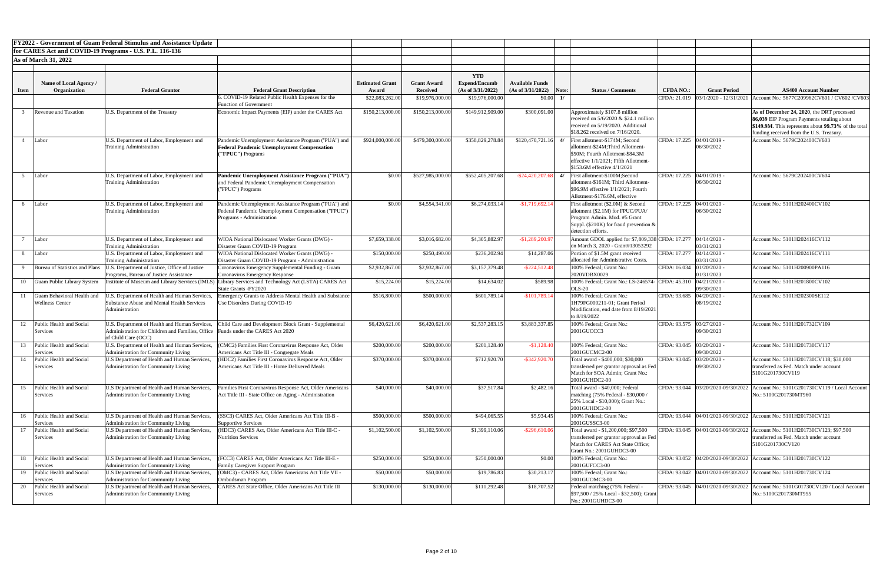**FY2022 - Government of Guam Federal Stimulus and Assistance Update**

**for CARES Act and COVID-19 Programs - U.S. P.L. 116-136**

**As of March 31, 2022**

| Item | Name of Local Agency / Organization | Federal Grantor | Federal Grant Description | Estimated Grant Award | Grant Award Received | YTD Expend/Encumb (As of 3/31/2022) | Available Funds (As of 3/31/2022) | Note: | Status / Comments | CFDA NO.: | Grant Period | AS400 Account Number |
|---|---|---|---|---|---|---|---|---|---|---|---|---|
| | | | 6. COVID-19 Related Public Health Expenses for the Function of Government | $22,083,262.00 | $19,976,000.00 | $19,976,000.00 | $0.00 | 1/ | | CFDA: 21.019 | 03/1/2020 - 12/31/2021 | Account No.: 5677C209962CV601 / CV602 /CV603 |
| 3 | Revenue and Taxation | U.S. Department of the Treasury | Economic Impact Payments (EIP) under the CARES Act | $150,213,000.00 | $150,213,000.00 | $149,912,909.00 | $300,091.00 | | Approximately $107.8 million received on 5/6/2020 & $24.1 million received on 5/19/2020. Additional $18.262 received on 7/16/2020. | | | **As of December 24, 2020**, the DRT processed **86,039** EIP Program Payments totaling about **$149.9M**. This represents about **99.73%** of the total funding received from the U.S. Treasury. |
| 4 | Labor | U.S. Department of Labor, Employment and Training Administration | Pandemic Unemployment Assistance Program ("PUA") and **Federal Pandemic Unemployment Compensation ("FPUC") Programs** | $924,000,000.00 | $479,300,000.00 | $358,829,278.84 | $120,470,721.16 | 4/ | First allotment-$174M; Second allotment-$24M;Third Allotment-$50M; Fourth Allotment-$84.3M effective 1/1/2021; Fifth Allotment-$153.6M effective 4/1/2021 | CFDA: 17.225 | 04/01/2019 - 06/30/2022 | Account No.: 5679C202400CV603 |
| 5 | Labor | U.S. Department of Labor, Employment and Training Administration | **Pandemic Unemployment Assistance Program ("PUA")** and Federal Pandemic Unemployment Compensation ("FPUC") Programs | $0.00 | $527,985,000.00 | $552,405,207.68 | -$24,420,207.68 | 4/ | First allotment-$100M;Second allotment-$161M; Third Allotment-$96.9M effective 1/1/2021; Fourth Allotment-$176.6M, effective | CFDA: 17.225 | 04/01/2019 - 06/30/2022 | Account No.: 5679C202400CV604 |
| 6 | Labor | U.S. Department of Labor, Employment and Training Administration | Pandemic Unemployment Assistance Program ("PUA") and Federal Pandemic Unemployment Compensation ("FPUC") Programs - Administration | $0.00 | $4,554,341.00 | $6,274,033.14 | -$1,719,692.14 | | First allotment ($2.0M) & Second allotment ($2.1M) for FPUC/PUA/ Program Admin. Mod. #5 Grant Suppl. ($210K) for fraud prevention & detection efforts. | CFDA: 17.225 | 04/01/2020 - 06/30/2022 | Account No.: 5101H202400CV102 |
| 7 | Labor | U.S. Department of Labor, Employment and Training Administration | WIOA National Dislocated Worker Grants (DWG) - Disaster Guam COVID-19 Program | $7,659,338.00 | $3,016,682.00 | $4,305,882.97 | -$1,289,200.97 | | Amount GDOL applied for $7,809,338 on March 3, 2020 - Grant#13053292 | CFDA: 17.277 | 04/14/2020 - 03/31/2023 | Account No.: 5101H202416CV112 |
| 8 | Labor | U.S. Department of Labor, Employment and Training Administration | WIOA National Dislocated Worker Grants (DWG) - Disaster Guam COVID-19 Program - Administration | $150,000.00 | $250,490.00 | $236,202.94 | $14,287.06 | | Portion of $1.5M grant received allocated for Administrative Costs. | CFDA: 17.277 | 04/14/2020 - 03/31/2023 | Account No.: 5101H202416CV111 |
| 9 | Bureau of Statistics and Plans | U.S. Department of Justice, Office of Justice Programs, Bureau of Justice Assistance | Coronavirus Emergency Supplemental Funding - Guam Coronavirus Emergency Response | $2,932,867.00 | $2,932,867.00 | $3,157,379.48 | -$224,512.48 | | 100% Federal; Grant No.: 2020VDBX0029 | CFDA: 16.034 | 01/20/2020 - 01/31/2023 | Account No.: 5101H200900PA116 |
| 10 | Guam Public Library System | Institute of Museum and Library Services (IMLS) | Library Services and Technology Act (LSTA) CARES Act State Grants -FY2020 | $15,224.00 | $15,224.00 | $14,634.02 | $589.98 | | 100% Federal; Grant No.: LS-246574-OLS-20 | CFDA: 45.310 | 04/21/2020 - 09/30/2021 | Account No.: 5101H201800CV102 |
| 11 | Guam Behavioral Health and Wellness Center | U.S. Department of Health and Human Services, Substance Abuse and Mental Health Services Administration | Emergency Grants to Address Mental Health and Substance Use Disorders During COVID-19 | $516,800.00 | $500,000.00 | $601,789.14 | -$101,789.14 | | 100% Federal; Grant No.: 1H79FG000211-01; Grant Period Modification, end date from 8/19/2021 to 8/19/2022 | CFDA: 93.685 | 04/20/2020 - 08/19/2022 | Account No.: 5101H202300SE112 |
| 12 | Public Health and Social Services | U.S. Department of Health and Human Services, Administration for Children and Families, Office of Child Care (OCC) | Child Care and Development Block Grant - Supplemental Funds under the CARES Act 2020 | $6,420,621.00 | $6,420,621.00 | $2,537,283.15 | $3,883,337.85 | | 100% Federal; Grant No.: 2001GUCCC3 | CFDA: 93.575 | 03/27/2020 - 09/30/2023 | Account No.: 5101H201732CV109 |
| 13 | Public Health and Social Services | U.S. Department of Health and Human Services, Administration for Community Living | (CMC2) Families First Coronavirus Response Act, Older Americans Act Title III - Congregate Meals | $200,000.00 | $200,000.00 | $201,128.40 | -$1,128.40 | | 100% Federal; Grant No.: 2001GUCMC2-00 | CFDA: 93.045 | 03/20/2020 - 09/30/2022 | Account No.: 5101H201730CV117 |
| 14 | Public Health and Social Services | U.S Department of Health and Human Services, Administration for Community Living | (HDC2) Families First Coronavirus Response Act, Older Americans Act Title III - Home Delivered Meals | $370,000.00 | $370,000.00 | $712,920.70 | -$342,920.70 | | Total award - $400,000; $30,000 transferred per grantor approval as Fed Match for SOA Admin; Grant No.: 2001GUHDC2-00 | CFDA: 93.045 | 03/20/2020 - 09/30/2022 | Account No.: 5101H201730CV118; $30,000 transferred as Fed. Match under account 5101G201730CV119 |
| 15 | Public Health and Social Services | U.S Department of Health and Human Services, Administration for Community Living | Families First Coronavirus Response Act, Older Americans Act Title III - State Office on Aging - Administration | $40,000.00 | $40,000.00 | $37,517.84 | $2,482.16 | | Total award - $40,000; Federal matching (75% Federal - $30,000 / 25% Local - $10,000); Grant No.: 2001GUHDC2-00 | CFDA: 93.044 | 03/20/2020-09/30/2022 | Account No.: 5101G201730CV119 / Local Account No.: 5100G201730MT960 |
| 16 | Public Health and Social Services | U.S Department of Health and Human Services, Administration for Community Living | (SSC3) CARES Act, Older Americans Act Title III-B - Supportive Services | $500,000.00 | $500,000.00 | $494,065.55 | $5,934.45 | | 100% Federal; Grant No.: 2001GUSSC3-00 | CFDA: 93.044 | 04/01/2020-09/30/2022 | Account No.: 5101H201730CV121 |
| 17 | Public Health and Social Services | U.S Department of Health and Human Services, Administration for Community Living | (HDC3) CARES Act, Older Americans Act Title III-C - Nutrition Services | $1,102,500.00 | $1,102,500.00 | $1,399,110.06 | -$296,610.06 | | Total award - $1,200,000; $97,500 transferred per grantor approval as Fed Match for CARES Act State Office; Grant No.: 2001GUHDC3-00 | CFDA: 93.045 | 04/01/2020-09/30/2022 | Account No.: 5101H201730CV123; $97,500 transferred as Fed. Match under account 5101G201730CV120 |
| 18 | Public Health and Social Services | U.S Department of Health and Human Services, Administration for Community Living | (FCC3) CARES Act, Older Americans Act Title III-E - Family Caregiver Support Program | $250,000.00 | $250,000.00 | $250,000.00 | $0.00 | | 100% Federal; Grant No.: 2001GUFCC3-00 | CFDA: 93.052 | 04/20/2020-09/30/2022 | Account No.: 5101H201730CV122 |
| 19 | Public Health and Social Services | U.S Department of Health and Human Services, Administration for Community Living | (OMC3) - CARES Act, Older Americans Act Title VII - Ombudsman Program | $50,000.00 | $50,000.00 | $19,786.83 | $30,213.17 | | 100% Federal; Grant No.: 2001GUOMC3-00 | CFDA: 93.042 | 04/01/2020-09/30/2022 | Account No.: 5101H201730CV124 |
| 20 | Public Health and Social Services | U.S Department of Health and Human Services, Administration for Community Living | CARES Act State Office, Older Americans Act Title III | $130,000.00 | $130,000.00 | $111,292.48 | $18,707.52 | | Federal matching (75% Federal - $97,500 / 25% Local - $32,500); Grant No.: 2001GUHDC3-00 | CFDA: 93.045 | 04/01/2020-09/30/2022 | Account No.: 5101G01730CV120 / Local Account No.: 5100G201730MT955 |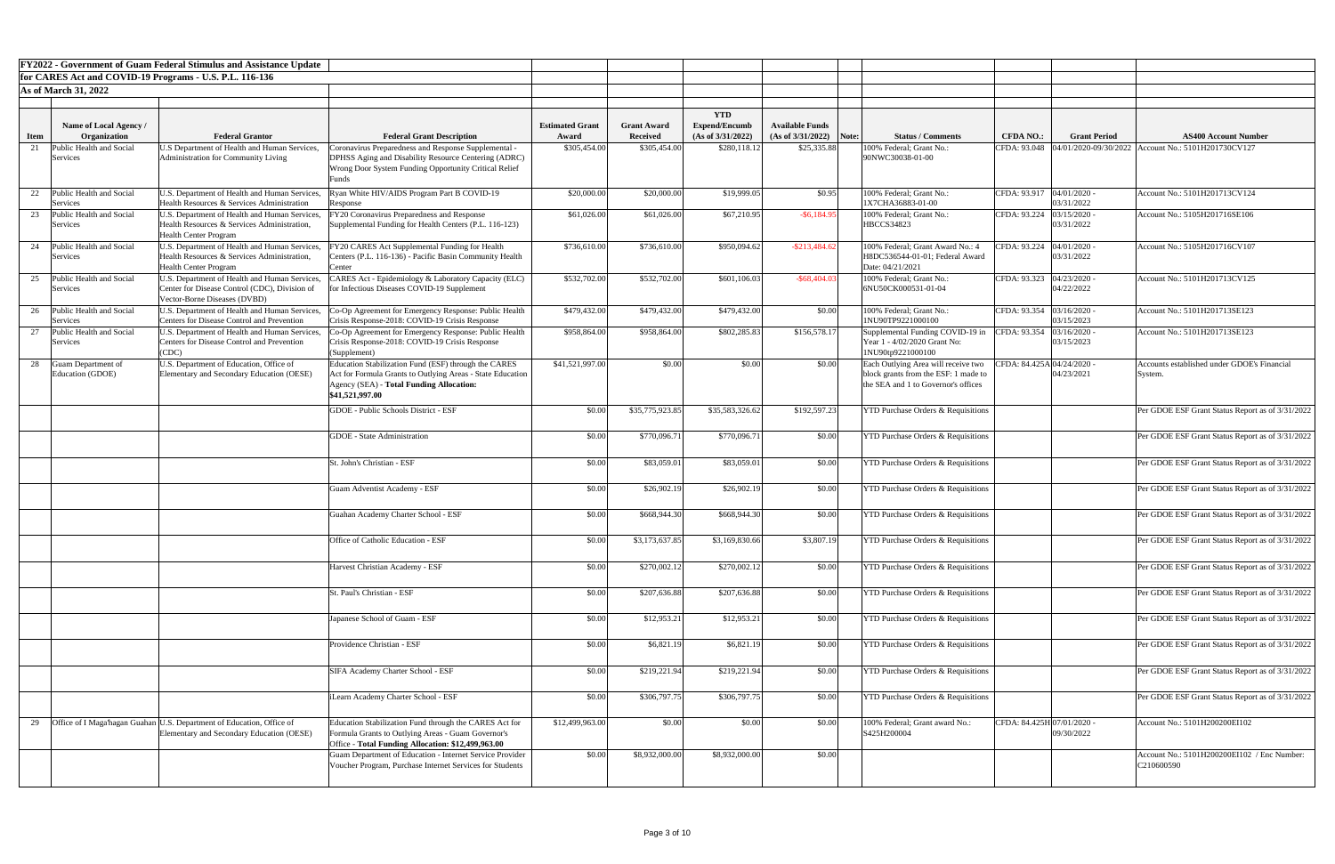**FY2022 - Government of Guam Federal Stimulus and Assistance Update**

**for CARES Act and COVID-19 Programs - U.S. P.L. 116-136**

**As of March 31, 2022**

| Item | Name of Local Agency / Organization | Federal Grantor | Federal Grant Description | Estimated Grant Award | Grant Award Received | YTD Expend/Encumb (As of 3/31/2022) | Available Funds (As of 3/31/2022) | Note: | Status / Comments | CFDA NO.: | Grant Period | AS400 Account Number |
|---|---|---|---|---|---|---|---|---|---|---|---|---|
| 21 | Public Health and Social Services | U.S Department of Health and Human Services, Administration for Community Living | Coronavirus Preparedness and Response Supplemental - DPHSS Aging and Disability Resource Centering (ADRC) Wrong Door System Funding Opportunity Critical Relief Funds | $305,454.00 | $305,454.00 | $280,118.12 | $25,335.88 | | 100% Federal; Grant No.: 90NWC30038-01-00 | CFDA: 93.048 | 04/01/2020-09/30/2022 | Account No.: 5101H201730CV127 |
| 22 | Public Health and Social Services | U.S. Department of Health and Human Services, Health Resources & Services Administration | Ryan White HIV/AIDS Program Part B COVID-19 Response | $20,000.00 | $20,000.00 | $19,999.05 | $0.95 | | 100% Federal; Grant No.: 1X7CHA36883-01-00 | CFDA: 93.917 | 04/01/2020 - 03/31/2022 | Account No.: 5101H201713CV124 |
| 23 | Public Health and Social Services | U.S. Department of Health and Human Services, Health Resources & Services Administration, Health Center Program | FY20 Coronavirus Preparedness and Response Supplemental Funding for Health Centers (P.L. 116-123) | $61,026.00 | $61,026.00 | $67,210.95 | -$6,184.95 | | 100% Federal; Grant No.: HBCCS34823 | CFDA: 93.224 | 03/15/2020 - 03/31/2022 | Account No.: 5105H201716SE106 |
| 24 | Public Health and Social Services | U.S. Department of Health and Human Services, Health Resources & Services Administration, Health Center Program | FY20 CARES Act Supplemental Funding for Health Centers (P.L. 116-136) - Pacific Basin Community Health Center | $736,610.00 | $736,610.00 | $950,094.62 | -$213,484.62 | | 100% Federal; Grant Award No.: 4 H8DC536544-01-01; Federal Award Date: 04/21/2021 | CFDA: 93.224 | 04/01/2020 - 03/31/2022 | Account No.: 5105H201716CV107 |
| 25 | Public Health and Social Services | U.S. Department of Health and Human Services, Center for Disease Control (CDC), Division of Vector-Borne Diseases (DVBD) | CARES Act - Epidemiology & Laboratory Capacity (ELC) for Infectious Diseases COVID-19 Supplement | $532,702.00 | $532,702.00 | $601,106.03 | -$68,404.03 | | 100% Federal; Grant No.: 6NU50CK000531-01-04 | CFDA: 93.323 | 04/23/2020 - 04/22/2022 | Account No.: 5101H201713CV125 |
| 26 | Public Health and Social Services | U.S. Department of Health and Human Services, Centers for Disease Control and Prevention | Co-Op Agreement for Emergency Response: Public Health Crisis Response-2018: COVID-19 Crisis Response | $479,432.00 | $479,432.00 | $479,432.00 | $0.00 | | 100% Federal; Grant No.: 1NU90TP9221000100 | CFDA: 93.354 | 03/16/2020 - 03/15/2023 | Account No.: 5101H201713SE123 |
| 27 | Public Health and Social Services | U.S. Department of Health and Human Services, Centers for Disease Control and Prevention (CDC) | Co-Op Agreement for Emergency Response: Public Health Crisis Response-2018: COVID-19 Crisis Response (Supplement) | $958,864.00 | $958,864.00 | $802,285.83 | $156,578.17 | | Supplemental Funding COVID-19 in Year 1 - 4/02/2020 Grant No: 1NU90tp9221000100 | CFDA: 93.354 | 03/16/2020 - 03/15/2023 | Account No.: 5101H201713SE123 |
| 28 | Guam Department of Education (GDOE) | U.S. Department of Education, Office of Elementary and Secondary Education (OESE) | Education Stabilization Fund (ESF) through the CARES Act for Formula Grants to Outlying Areas - State Education Agency (SEA) - **Total Funding Allocation: $41,521,997.00** | $41,521,997.00 | $0.00 | $0.00 | $0.00 | | Each Outlying Area will receive two block grants from the ESF: 1 made to the SEA and 1 to Governor's offices | CFDA: 84.425A | 04/24/2020 - 04/23/2021 | Accounts established under GDOE's Financial System. |
| | | | GDOE - Public Schools District - ESF | $0.00 | $35,775,923.85 | $35,583,326.62 | $192,597.23 | | YTD Purchase Orders & Requisitions | | | Per GDOE ESF Grant Status Report as of 3/31/2022 |
| | | | GDOE - State Administration | $0.00 | $770,096.71 | $770,096.71 | $0.00 | | YTD Purchase Orders & Requisitions | | | Per GDOE ESF Grant Status Report as of 3/31/2022 |
| | | | St. John's Christian - ESF | $0.00 | $83,059.01 | $83,059.01 | $0.00 | | YTD Purchase Orders & Requisitions | | | Per GDOE ESF Grant Status Report as of 3/31/2022 |
| | | | Guam Adventist Academy - ESF | $0.00 | $26,902.19 | $26,902.19 | $0.00 | | YTD Purchase Orders & Requisitions | | | Per GDOE ESF Grant Status Report as of 3/31/2022 |
| | | | Guahan Academy Charter School - ESF | $0.00 | $668,944.30 | $668,944.30 | $0.00 | | YTD Purchase Orders & Requisitions | | | Per GDOE ESF Grant Status Report as of 3/31/2022 |
| | | | Office of Catholic Education - ESF | $0.00 | $3,173,637.85 | $3,169,830.66 | $3,807.19 | | YTD Purchase Orders & Requisitions | | | Per GDOE ESF Grant Status Report as of 3/31/2022 |
| | | | Harvest Christian Academy - ESF | $0.00 | $270,002.12 | $270,002.12 | $0.00 | | YTD Purchase Orders & Requisitions | | | Per GDOE ESF Grant Status Report as of 3/31/2022 |
| | | | St. Paul's Christian - ESF | $0.00 | $207,636.88 | $207,636.88 | $0.00 | | YTD Purchase Orders & Requisitions | | | Per GDOE ESF Grant Status Report as of 3/31/2022 |
| | | | Japanese School of Guam - ESF | $0.00 | $12,953.21 | $12,953.21 | $0.00 | | YTD Purchase Orders & Requisitions | | | Per GDOE ESF Grant Status Report as of 3/31/2022 |
| | | | Providence Christian - ESF | $0.00 | $6,821.19 | $6,821.19 | $0.00 | | YTD Purchase Orders & Requisitions | | | Per GDOE ESF Grant Status Report as of 3/31/2022 |
| | | | SIFA Academy Charter School - ESF | $0.00 | $219,221.94 | $219,221.94 | $0.00 | | YTD Purchase Orders & Requisitions | | | Per GDOE ESF Grant Status Report as of 3/31/2022 |
| | | | iLearn Academy Charter School - ESF | $0.00 | $306,797.75 | $306,797.75 | $0.00 | | YTD Purchase Orders & Requisitions | | | Per GDOE ESF Grant Status Report as of 3/31/2022 |
| 29 | Office of I Maga'hagan Guahan | U.S. Department of Education, Office of Elementary and Secondary Education (OESE) | Education Stabilization Fund through the CARES Act for Formula Grants to Outlying Areas - Guam Governor's Office - **Total Funding Allocation: $12,499,963.00** | $12,499,963.00 | $0.00 | $0.00 | $0.00 | | 100% Federal; Grant award No.: S425H200004 | CFDA: 84.425H | 07/01/2020 - 09/30/2022 | Account No.: 5101H200200EI102 |
| | | | Guam Department of Education - Internet Service Provider Voucher Program, Purchase Internet Services for Students | $0.00 | $8,932,000.00 | $8,932,000.00 | $0.00 | | | | | Account No.: 5101H200200EI102 / Enc Number: C210600590 |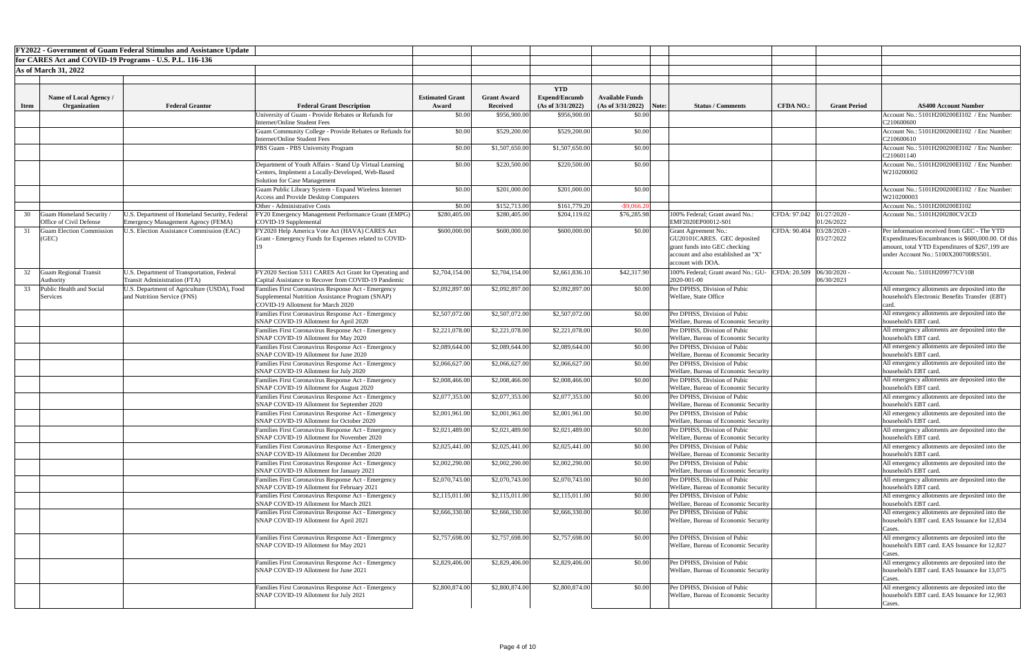**FY2022 - Government of Guam Federal Stimulus and Assistance Update**

**for CARES Act and COVID-19 Programs - U.S. P.L. 116-136**

**As of March 31, 2022**

| Item | Name of Local Agency / Organization | Federal Grantor | Federal Grant Description | Estimated Grant Award | Grant Award Received | YTD Expend/Encumb (As of 3/31/2022) | Available Funds (As of 3/31/2022) | Note: | Status / Comments | CFDA NO.: | Grant Period | AS400 Account Number |
|---|---|---|---|---|---|---|---|---|---|---|---|---|
| | | | University of Guam - Provide Rebates or Refunds for Internet/Online Student Fees | $0.00 | $956,900.00 | $956,900.00 | $0.00 | | | | | Account No.: 5101H200200EI102 / Enc Number: C210600600 |
| | | | Guam Community College - Provide Rebates or Refunds for Internet/Online Student Fees | $0.00 | $529,200.00 | $529,200.00 | $0.00 | | | | | Account No.: 5101H200200EI102 / Enc Number: C210600610 |
| | | | PBS Guam - PBS University Program | $0.00 | $1,507,650.00 | $1,507,650.00 | $0.00 | | | | | Account No.: 5101H200200EI102 / Enc Number: C210601140 |
| | | | Department of Youth Affairs - Stand Up Virtual Learning Centers, Implement a Locally-Developed, Web-Based Solution for Case Management | $0.00 | $220,500.00 | $220,500.00 | $0.00 | | | | | Account No.: 5101H200200EI102 / Enc Number: W210200002 |
| | | | Guam Public Library System - Expand Wireless Internet Access and Provide Desktop Computers | $0.00 | $201,000.00 | $201,000.00 | $0.00 | | | | | Account No.: 5101H200200EI102 / Enc Number: W210200003 |
| | | | Other - Administrative Costs | $0.00 | $152,713.00 | $161,779.20 | -$9,066.20 | | | | | Account No.: 5101H200200EI102 |
| 30 | Guam Homeland Security / Office of Civil Defense | U.S. Department of Homeland Security, Federal Emergency Management Agency (FEMA) | FY20 Emergency Management Performance Grant (EMPG) COVID-19 Supplemental | $280,405.00 | $280,405.00 | $204,119.02 | $76,285.98 | | 100% Federal; Grant award No.: EMF2020EP00012-S01 | CFDA: 97.042 | 01/27/2020 - 01/26/2022 | Account No.: 5101H200280CV2CD |
| 31 | Guam Election Commission (GEC) | U.S. Election Assistance Commission (EAC) | FY2020 Help America Vote Act (HAVA) CARES Act Grant - Emergency Funds for Expenses related to COVID-19 | $600,000.00 | $600,000.00 | $600,000.00 | $0.00 | | Grant Agreement No.: GU20101CARES. GEC deposited grant funds into GEC checking account and also established an "X" account with DOA. | CFDA: 90.404 | 03/28/2020 - 03/27/2022 | Per information received from GEC - The YTD Expenditures/Encumbrances is $600,000.00. Of this amount, total YTD Expenditures of $267,199 are under Account No.: 5100X200700RS501. |
| 32 | Guam Regional Transit Authority | U.S. Department of Transportation, Federal Transit Administration (FTA) | FY2020 Section 5311 CARES Act Grant for Operating and Capital Assistance to Recover from COVID-19 Pandemic | $2,704,154.00 | $2,704,154.00 | $2,661,836.10 | $42,317.90 | | 100% Federal; Grant award No.: GU-2020-001-00 | CFDA: 20.509 | 06/30/2020 - 06/30/2023 | Account No.: 5101H209977CV108 |
| 33 | Public Health and Social Services | U.S. Department of Agriculture (USDA), Food and Nutrition Service (FNS) | Families First Coronavirus Response Act - Emergency Supplemental Nutrition Assistance Program (SNAP) COVID-19 Allotment for March 2020 | $2,092,897.00 | $2,092,897.00 | $2,092,897.00 | $0.00 | | Per DPHSS, Division of Pubic Welfare, State Office | | | All emergency allotments are deposited into the household's Electronic Benefits Transfer (EBT) card. |
| | | | Families First Coronavirus Response Act - Emergency SNAP COVID-19 Allotment for April 2020 | $2,507,072.00 | $2,507,072.00 | $2,507,072.00 | $0.00 | | Per DPHSS, Division of Pubic Welfare, Bureau of Economic Security | | | All emergency allotments are deposited into the household's EBT card. |
| | | | Families First Coronavirus Response Act - Emergency SNAP COVID-19 Allotment for May 2020 | $2,221,078.00 | $2,221,078.00 | $2,221,078.00 | $0.00 | | Per DPHSS, Division of Pubic Welfare, Bureau of Economic Security | | | All emergency allotments are deposited into the household's EBT card. |
| | | | Families First Coronavirus Response Act - Emergency SNAP COVID-19 Allotment for June 2020 | $2,089,644.00 | $2,089,644.00 | $2,089,644.00 | $0.00 | | Per DPHSS, Division of Pubic Welfare, Bureau of Economic Security | | | All emergency allotments are deposited into the household's EBT card. |
| | | | Families First Coronavirus Response Act - Emergency SNAP COVID-19 Allotment for July 2020 | $2,066,627.00 | $2,066,627.00 | $2,066,627.00 | $0.00 | | Per DPHSS, Division of Pubic Welfare, Bureau of Economic Security | | | All emergency allotments are deposited into the household's EBT card. |
| | | | Families First Coronavirus Response Act - Emergency SNAP COVID-19 Allotment for August 2020 | $2,008,466.00 | $2,008,466.00 | $2,008,466.00 | $0.00 | | Per DPHSS, Division of Pubic Welfare, Bureau of Economic Security | | | All emergency allotments are deposited into the household's EBT card. |
| | | | Families First Coronavirus Response Act - Emergency SNAP COVID-19 Allotment for September 2020 | $2,077,353.00 | $2,077,353.00 | $2,077,353.00 | $0.00 | | Per DPHSS, Division of Pubic Welfare, Bureau of Economic Security | | | All emergency allotments are deposited into the household's EBT card. |
| | | | Families First Coronavirus Response Act - Emergency SNAP COVID-19 Allotment for October 2020 | $2,001,961.00 | $2,001,961.00 | $2,001,961.00 | $0.00 | | Per DPHSS, Division of Pubic Welfare, Bureau of Economic Security | | | All emergency allotments are deposited into the household's EBT card. |
| | | | Families First Coronavirus Response Act - Emergency SNAP COVID-19 Allotment for November 2020 | $2,021,489.00 | $2,021,489.00 | $2,021,489.00 | $0.00 | | Per DPHSS, Division of Pubic Welfare, Bureau of Economic Security | | | All emergency allotments are deposited into the household's EBT card. |
| | | | Families First Coronavirus Response Act - Emergency SNAP COVID-19 Allotment for December 2020 | $2,025,441.00 | $2,025,441.00 | $2,025,441.00 | $0.00 | | Per DPHSS, Division of Pubic Welfare, Bureau of Economic Security | | | All emergency allotments are deposited into the household's EBT card. |
| | | | Families First Coronavirus Response Act - Emergency SNAP COVID-19 Allotment for January 2021 | $2,002,290.00 | $2,002,290.00 | $2,002,290.00 | $0.00 | | Per DPHSS, Division of Pubic Welfare, Bureau of Economic Security | | | All emergency allotments are deposited into the household's EBT card. |
| | | | Families First Coronavirus Response Act - Emergency SNAP COVID-19 Allotment for February 2021 | $2,070,743.00 | $2,070,743.00 | $2,070,743.00 | $0.00 | | Per DPHSS, Division of Pubic Welfare, Bureau of Economic Security | | | All emergency allotments are deposited into the household's EBT card. |
| | | | Families First Coronavirus Response Act - Emergency SNAP COVID-19 Allotment for March 2021 | $2,115,011.00 | $2,115,011.00 | $2,115,011.00 | $0.00 | | Per DPHSS, Division of Pubic Welfare, Bureau of Economic Security | | | All emergency allotments are deposited into the household's EBT card. |
| | | | Families First Coronavirus Response Act - Emergency SNAP COVID-19 Allotment for April 2021 | $2,666,330.00 | $2,666,330.00 | $2,666,330.00 | $0.00 | | Per DPHSS, Division of Pubic Welfare, Bureau of Economic Security | | | All emergency allotments are deposited into the household's EBT card. EAS Issuance for 12,834 Cases. |
| | | | Families First Coronavirus Response Act - Emergency SNAP COVID-19 Allotment for May 2021 | $2,757,698.00 | $2,757,698.00 | $2,757,698.00 | $0.00 | | Per DPHSS, Division of Pubic Welfare, Bureau of Economic Security | | | All emergency allotments are deposited into the household's EBT card. EAS Issuance for 12,827 Cases. |
| | | | Families First Coronavirus Response Act - Emergency SNAP COVID-19 Allotment for June 2021 | $2,829,406.00 | $2,829,406.00 | $2,829,406.00 | $0.00 | | Per DPHSS, Division of Pubic Welfare, Bureau of Economic Security | | | All emergency allotments are deposited into the household's EBT card. EAS Issuance for 13,075 Cases. |
| | | | Families First Coronavirus Response Act - Emergency SNAP COVID-19 Allotment for July 2021 | $2,800,874.00 | $2,800,874.00 | $2,800,874.00 | $0.00 | | Per DPHSS, Division of Pubic Welfare, Bureau of Economic Security | | | All emergency allotments are deposited into the household's EBT card. EAS Issuance for 12,903 Cases. |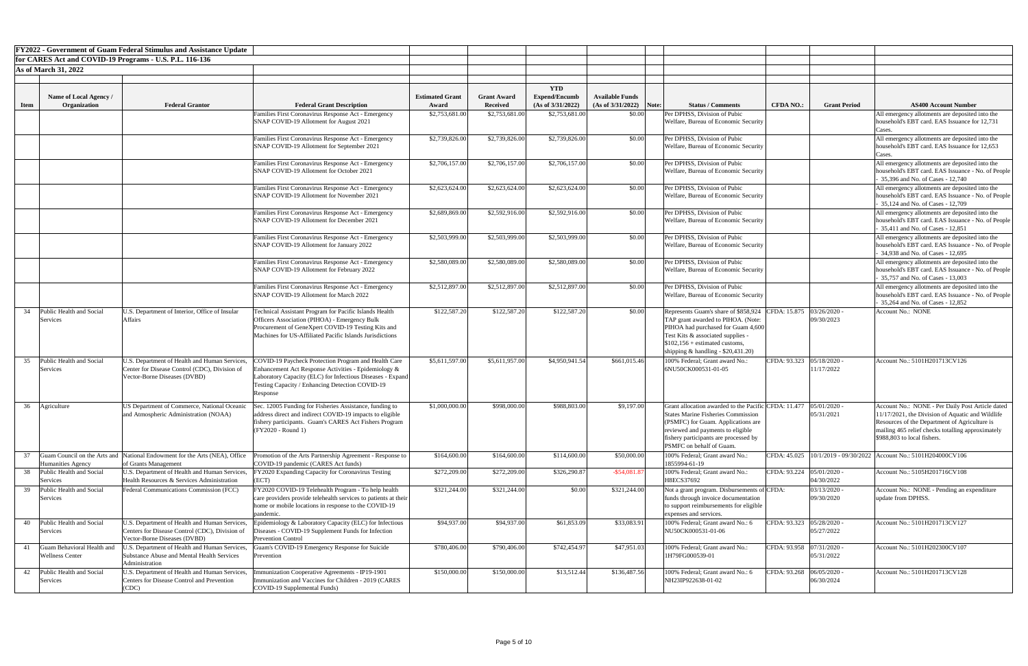**FY2022 - Government of Guam Federal Stimulus and Assistance Update**

**for CARES Act and COVID-19 Programs - U.S. P.L. 116-136**

**As of March 31, 2022**

| Item | Name of Local Agency / Organization | Federal Grantor | Federal Grant Description | Estimated Grant Award | Grant Award Received | YTD Expend/Encumb (As of 3/31/2022) | Available Funds (As of 3/31/2022) | Note: | Status / Comments | CFDA NO.: | Grant Period | AS400 Account Number |
|---|---|---|---|---|---|---|---|---|---|---|---|---|
| | | | Families First Coronavirus Response Act - Emergency SNAP COVID-19 Allotment for August 2021 | $2,753,681.00 | $2,753,681.00 | $2,753,681.00 | $0.00 | | Per DPHSS, Division of Pubic Welfare, Bureau of Economic Security | | | All emergency allotments are deposited into the household's EBT card. EAS Issuance for 12,731 Cases. |
| | | | Families First Coronavirus Response Act - Emergency SNAP COVID-19 Allotment for September 2021 | $2,739,826.00 | $2,739,826.00 | $2,739,826.00 | $0.00 | | Per DPHSS, Division of Pubic Welfare, Bureau of Economic Security | | | All emergency allotments are deposited into the household's EBT card. EAS Issuance for 12,653 Cases. |
| | | | Families First Coronavirus Response Act - Emergency SNAP COVID-19 Allotment for October 2021 | $2,706,157.00 | $2,706,157.00 | $2,706,157.00 | $0.00 | | Per DPHSS, Division of Pubic Welfare, Bureau of Economic Security | | | All emergency allotments are deposited into the household's EBT card. EAS Issuance - No. of People - 35,396 and No. of Cases - 12,740 |
| | | | Families First Coronavirus Response Act - Emergency SNAP COVID-19 Allotment for November 2021 | $2,623,624.00 | $2,623,624.00 | $2,623,624.00 | $0.00 | | Per DPHSS, Division of Pubic Welfare, Bureau of Economic Security | | | All emergency allotments are deposited into the household's EBT card. EAS Issuance - No. of People - 35,124 and No. of Cases - 12,709 |
| | | | Families First Coronavirus Response Act - Emergency SNAP COVID-19 Allotment for December 2021 | $2,689,869.00 | $2,592,916.00 | $2,592,916.00 | $0.00 | | Per DPHSS, Division of Pubic Welfare, Bureau of Economic Security | | | All emergency allotments are deposited into the household's EBT card. EAS Issuance - No. of People - 35,411 and No. of Cases - 12,851 |
| | | | Families First Coronavirus Response Act - Emergency SNAP COVID-19 Allotment for January 2022 | $2,503,999.00 | $2,503,999.00 | $2,503,999.00 | $0.00 | | Per DPHSS, Division of Pubic Welfare, Bureau of Economic Security | | | All emergency allotments are deposited into the household's EBT card. EAS Issuance - No. of People - 34,938 and No. of Cases - 12,695 |
| | | | Families First Coronavirus Response Act - Emergency SNAP COVID-19 Allotment for February 2022 | $2,580,089.00 | $2,580,089.00 | $2,580,089.00 | $0.00 | | Per DPHSS, Division of Pubic Welfare, Bureau of Economic Security | | | All emergency allotments are deposited into the household's EBT card. EAS Issuance - No. of People - 35,757 and No. of Cases - 13,003 |
| | | | Families First Coronavirus Response Act - Emergency SNAP COVID-19 Allotment for March 2022 | $2,512,897.00 | $2,512,897.00 | $2,512,897.00 | $0.00 | | Per DPHSS, Division of Pubic Welfare, Bureau of Economic Security | | | All emergency allotments are deposited into the household's EBT card. EAS Issuance - No. of People - 35,264 and No. of Cases - 12,852 |
| 34 | Public Health and Social Services | U.S. Department of Interior, Office of Insular Affairs | Technical Assistant Program for Pacific Islands Health Officers Association (PIHOA) - Emergency Bulk Procurement of GeneXpert COVID-19 Testing Kits and Machines for US-Affiliated Pacific Islands Jurisdictions | $122,587.20 | $122,587.20 | $122,587.20 | $0.00 | | Represents Guam's share of $858,924 TAP grant awarded to PIHOA. (Note: PIHOA had purchased for Guam 4,600 Test Kits & associated supplies - $102,156 + estimated customs, shipping & handling - $20,431.20) | CFDA: 15.875 | 03/26/2020 - 09/30/2023 | Account No.: NONE |
| 35 | Public Health and Social Services | U.S. Department of Health and Human Services, Center for Disease Control (CDC), Division of Vector-Borne Diseases (DVBD) | COVID-19 Paycheck Protection Program and Health Care Enhancement Act Response Activities - Epidemiology & Laboratory Capacity (ELC) for Infectious Diseases - Expand Testing Capacity / Enhancing Detection COVID-19 Response | $5,611,597.00 | $5,611,957.00 | $4,950,941.54 | $661,015.46 | | 100% Federal; Grant award No.: 6NU50CK000531-01-05 | CFDA: 93.323 | 05/18/2020 - 11/17/2022 | Account No.: 5101H201713CV126 |
| 36 | Agriculture | US Department of Commerce, National Oceanic and Atmospheric Administration (NOAA) | Sec. 12005 Funding for Fisheries Assistance, funding to address direct and indirect COVID-19 impacts to eligible fishery participants. Guam's CARES Act Fishers Program (FY2020 - Round 1) | $1,000,000.00 | $998,000.00 | $988,803.00 | $9,197.00 | | Grant allocation awarded to the Pacific States Marine Fisheries Commission (PSMFC) for Guam. Applications are reviewed and payments to eligible fishery participants are processed by PSMFC on behalf of Guam. | CFDA: 11.477 | 05/01/2020 - 05/31/2021 | Account No.: NONE - Per Daily Post Article dated 11/17/2021, the Division of Aquatic and Wildlife Resources of the Department of Agriculture is mailing 465 relief checks totalling approximately $988,803 to local fishers. |
| 37 | Guam Council on the Arts and Humanities Agency | National Endowment for the Arts (NEA), Office of Grants Management | Promotion of the Arts Partnership Agreement - Response to COVID-19 pandemic (CARES Act funds) | $164,600.00 | $164,600.00 | $114,600.00 | $50,000.00 | | 100% Federal; Grant award No.: 1855994-61-19 | CFDA: 45.025 | 10/1/2019 - 09/30/2022 | Account No.: 5101H204000CV106 |
| 38 | Public Health and Social Services | U.S. Department of Health and Human Services, Health Resources & Services Administration | FY2020 Expanding Capacity for Coronavirus Testing (ECT) | $272,209.00 | $272,209.00 | $326,290.87 | -$54,081.87 | | 100% Federal; Grant award No.: H8ECS37692 | CFDA: 93.224 | 05/01/2020 - 04/30/2022 | Account No.: 5105H201716CV108 |
| 39 | Public Health and Social Services | Federal Communications Commission (FCC) | FY2020 COVID-19 Telehealth Program - To help health care providers provide telehealth services to patients at their home or mobile locations in response to the COVID-19 pandemic. | $321,244.00 | $321,244.00 | $0.00 | $321,244.00 | | Not a grant program. Disbursements of funds through invoice documentation to support reimbursements for eligible expenses and services. | CFDA: | 03/13/2020 - 09/30/2020 | Account No.: NONE - Pending an expenditure update from DPHSS. |
| 40 | Public Health and Social Services | U.S. Department of Health and Human Services, Centers for Disease Control (CDC), Division of Vector-Borne Diseases (DVBD) | Epidemiology & Laboratory Capacity (ELC) for Infectious Diseases - COVID-19 Supplement Funds for Infection Prevention Control | $94,937.00 | $94,937.00 | $61,853.09 | $33,083.91 | | 100% Federal; Grant award No.: 6 NU50CK000531-01-06 | CFDA: 93.323 | 05/28/2020 - 05/27/2022 | Account No.: 5101H201713CV127 |
| 41 | Guam Behavioral Health and Wellness Center | U.S. Department of Health and Human Services, Substance Abuse and Mental Health Services Administration | Guam's COVID-19 Emergency Response for Suicide Prevention | $780,406.00 | $790,406.00 | $742,454.97 | $47,951.03 | | 100% Federal; Grant award No.: 1H79FG000539-01 | CFDA: 93.958 | 07/31/2020 - 05/31/2022 | Account No.: 5101H202300CV107 |
| 42 | Public Health and Social Services | U.S. Department of Health and Human Services, Centers for Disease Control and Prevention (CDC) | Immunization Cooperative Agreements - IP19-1901 Immunization and Vaccines for Children - 2019 (CARES COVID-19 Supplemental Funds) | $150,000.00 | $150,000.00 | $13,512.44 | $136,487.56 | | 100% Federal; Grant award No.: 6 NH23IP922638-01-02 | CFDA: 93.268 | 06/05/2020 - 06/30/2024 | Account No.: 5101H201713CV128 |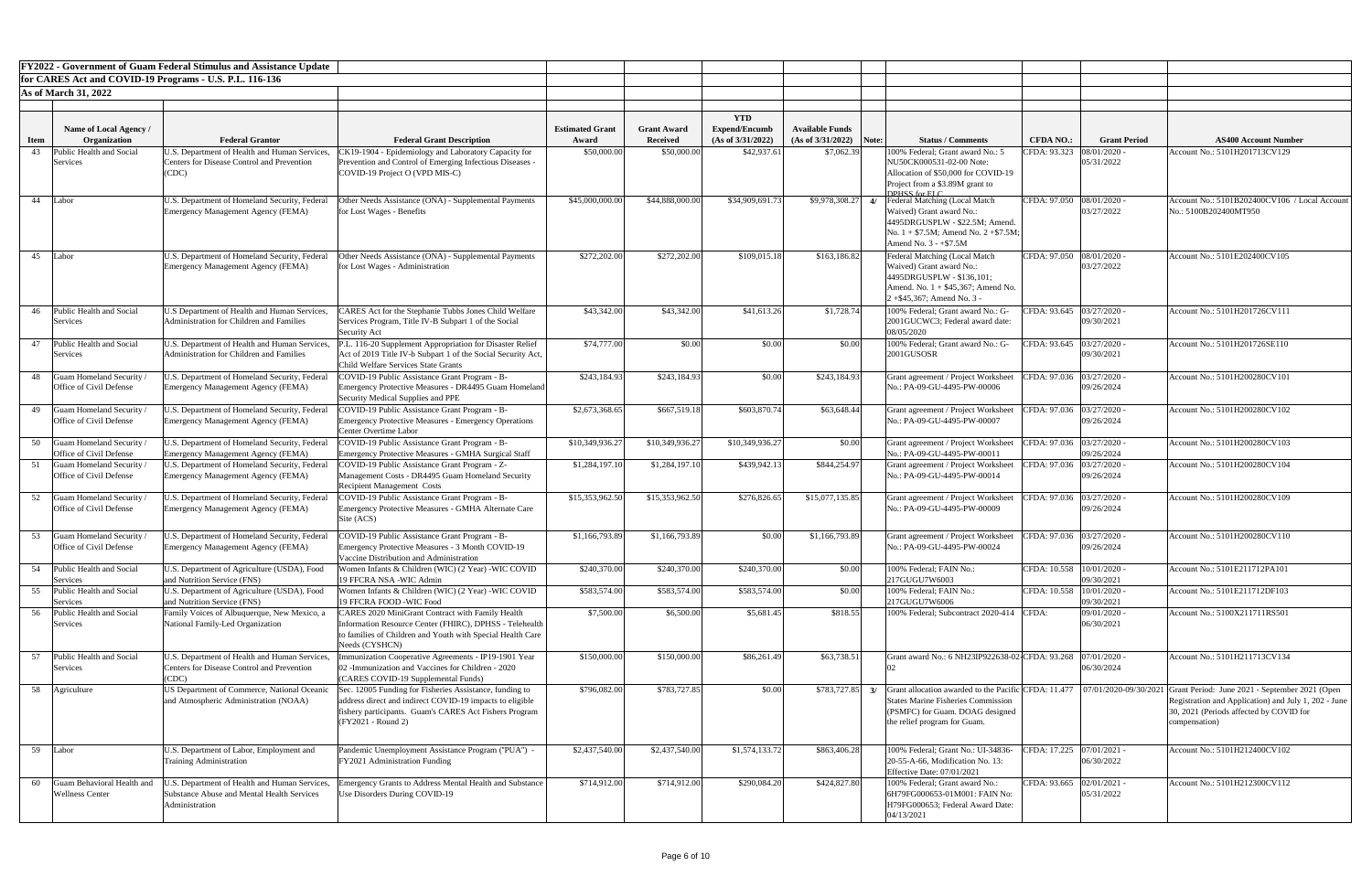**FY2022 - Government of Guam Federal Stimulus and Assistance Update**

**for CARES Act and COVID-19 Programs - U.S. P.L. 116-136**

**As of March 31, 2022**

| Item | Name of Local Agency / Organization | Federal Grantor | Federal Grant Description | Estimated Grant Award | Grant Award Received | YTD Expend/Encumb (As of 3/31/2022) | Available Funds (As of 3/31/2022) | Note: | Status / Comments | CFDA NO.: | Grant Period | AS400 Account Number |
|---|---|---|---|---|---|---|---|---|---|---|---|---|
| 43 | Public Health and Social Services | U.S. Department of Health and Human Services, Centers for Disease Control and Prevention (CDC) | CK19-1904 - Epidemiology and Laboratory Capacity for Prevention and Control of Emerging Infectious Diseases - COVID-19 Project O (VPD MIS-C) | $50,000.00 | $50,000.00 | $42,937.61 | $7,062.39 | | 100% Federal; Grant award No.: 5 NU50CK000531-02-00 Note: Allocation of $50,000 for COVID-19 Project from a $3.89M grant to DPHSS for ELC | CFDA: 93.323 | 08/01/2020 - 05/31/2022 | Account No.: 5101H201713CV129 |
| 44 | Labor | U.S. Department of Homeland Security, Federal Emergency Management Agency (FEMA) | Other Needs Assistance (ONA) - Supplemental Payments for Lost Wages - Benefits | $45,000,000.00 | $44,888,000.00 | $34,909,691.73 | $9,978,308.27 | 4/ | Federal Matching (Local Match Waived) Grant award No.: 4495DRGUSPLW - $22.5M; Amend. No. 1 + $7.5M; Amend No. 2 +$7.5M; Amend No. 3 - +$7.5M | CFDA: 97.050 | 08/01/2020 - 03/27/2022 | Account No.: 5101B202400CV106 / Local Account No.: 5100B202400MT950 |
| 45 | Labor | U.S. Department of Homeland Security, Federal Emergency Management Agency (FEMA) | Other Needs Assistance (ONA) - Supplemental Payments for Lost Wages - Administration | $272,202.00 | $272,202.00 | $109,015.18 | $163,186.82 | | Federal Matching (Local Match Waived) Grant award No.: 4495DRGUSPLW - $136,101; Amend. No. 1 + $45,367; Amend No. 2 +$45,367; Amend No. 3 - | CFDA: 97.050 | 08/01/2020 - 03/27/2022 | Account No.: 5101E202400CV105 |
| 46 | Public Health and Social Services | U.S Department of Health and Human Services, Administration for Children and Families | CARES Act for the Stephanie Tubbs Jones Child Welfare Services Program, Title IV-B Subpart 1 of the Social Security Act | $43,342.00 | $43,342.00 | $41,613.26 | $1,728.74 | | 100% Federal; Grant award No.: G-2001GUCWC3; Federal award date: 08/05/2020 | CFDA: 93.645 | 03/27/2020 - 09/30/2021 | Account No.: 5101H201726V111 |
| 47 | Public Health and Social Services | U.S. Department of Health and Human Services, Administration for Children and Families | P.L. 116-20 Supplement Appropriation for Disaster Relief Act of 2019 Title IV-b Subpart 1 of the Social Security Act, Child Welfare Services State Grants | $74,777.00 | $0.00 | $0.00 | $0.00 | | 100% Federal; Grant award No.: G-2001GUSOSR | CFDA: 93.645 | 03/27/2020 - 09/30/2021 | Account No.: 5101H201726SE110 |
| 48 | Guam Homeland Security / Office of Civil Defense | U.S. Department of Homeland Security, Federal Emergency Management Agency (FEMA) | COVID-19 Public Assistance Grant Program - B-Emergency Protective Measures - DR4495 Guam Homeland Security Medical Supplies and PPE | $243,184.93 | $243,184.93 | $0.00 | $243,184.93 | | Grant agreement / Project Worksheet No.: PA-09-GU-4495-PW-00006 | CFDA: 97.036 | 03/27/2020 - 09/26/2024 | Account No.: 5101H200280CV101 |
| 49 | Guam Homeland Security / Office of Civil Defense | U.S. Department of Homeland Security, Federal Emergency Management Agency (FEMA) | COVID-19 Public Assistance Grant Program - B-Emergency Protective Measures - Emergency Operations Center Overtime Labor | $2,673,368.65 | $667,519.18 | $603,870.74 | $63,648.44 | | Grant agreement / Project Worksheet No.: PA-09-GU-4495-PW-00007 | CFDA: 97.036 | 03/27/2020 - 09/26/2024 | Account No.: 5101H200280CV102 |
| 50 | Guam Homeland Security / Office of Civil Defense | U.S. Department of Homeland Security, Federal Emergency Management Agency (FEMA) | COVID-19 Public Assistance Grant Program - B-Emergency Protective Measures - GMHA Surgical Staff | $10,349,936.27 | $10,349,936.27 | $10,349,936.27 | $0.00 | | Grant agreement / Project Worksheet No.: PA-09-GU-4495-PW-00011 | CFDA: 97.036 | 03/27/2020 - 09/26/2024 | Account No.: 5101H200280CV103 |
| 51 | Guam Homeland Security / Office of Civil Defense | U.S. Department of Homeland Security, Federal Emergency Management Agency (FEMA) | COVID-19 Public Assistance Grant Program - Z-Management Costs - DR4495 Guam Homeland Security Recipient Management Costs | $1,284,197.10 | $1,284,197.10 | $439,942.13 | $844,254.97 | | Grant agreement / Project Worksheet No.: PA-09-GU-4495-PW-00014 | CFDA: 97.036 | 03/27/2020 - 09/26/2024 | Account No.: 5101H200280CV104 |
| 52 | Guam Homeland Security / Office of Civil Defense | U.S. Department of Homeland Security, Federal Emergency Management Agency (FEMA) | COVID-19 Public Assistance Grant Program - B-Emergency Protective Measures - GMHA Alternate Care Site (ACS) | $15,353,962.50 | $15,353,962.50 | $276,826.65 | $15,077,135.85 | | Grant agreement / Project Worksheet No.: PA-09-GU-4495-PW-00009 | CFDA: 97.036 | 03/27/2020 - 09/26/2024 | Account No.: 5101H200280CV109 |
| 53 | Guam Homeland Security / Office of Civil Defense | U.S. Department of Homeland Security, Federal Emergency Management Agency (FEMA) | COVID-19 Public Assistance Grant Program - B-Emergency Protective Measures - 3 Month COVID-19 Vaccine Distribution and Administration | $1,166,793.89 | $1,166,793.89 | $0.00 | $1,166,793.89 | | Grant agreement / Project Worksheet No.: PA-09-GU-4495-PW-00024 | CFDA: 97.036 | 03/27/2020 - 09/26/2024 | Account No.: 5101H200280CV110 |
| 54 | Public Health and Social Services | U.S. Department of Agriculture (USDA), Food and Nutrition Service (FNS) | Women Infants & Children (WIC) (2 Year) -WIC COVID 19 FFCRA NSA -WIC Admin | $240,370.00 | $240,370.00 | $240,370.00 | $0.00 | | 100% Federal; FAIN No.: 217GUGU7W6003 | CFDA: 10.558 | 10/01/2020 - 09/30/2021 | Account No.: 5101E211712PA101 |
| 55 | Public Health and Social Services | U.S. Department of Agriculture (USDA), Food and Nutrition Service (FNS) | Women Infants & Children (WIC) (2 Year) -WIC COVID 19 FFCRA FOOD -WIC Food | $583,574.00 | $583,574.00 | $583,574.00 | $0.00 | | 100% Federal; FAIN No.: 217GUGU7W6006 | CFDA: 10.558 | 10/01/2020 - 09/30/2021 | Account No.: 5101E211712DF103 |
| 56 | Public Health and Social Services | Family Voices of Albuquerque, New Mexico, a National Family-Led Organization | CARES 2020 MiniGrant Contract with Family Health Information Resource Center (FHIRC), DPHSS - Telehealth to families of Children and Youth with Special Health Care Needs (CYSHCN) | $7,500.00 | $6,500.00 | $5,681.45 | $818.55 | | 100% Federal; Subcontract 2020-414 | CFDA: | 09/01/2020 - 06/30/2021 | Account No.: 5100X211711RS501 |
| 57 | Public Health and Social Services | U.S. Department of Health and Human Services, Centers for Disease Control and Prevention (CDC) | Immunization Cooperative Agreements - IP19-1901 Year 02 -Immunization and Vaccines for Children - 2020 (CARES COVID-19 Supplemental Funds) | $150,000.00 | $150,000.00 | $86,261.49 | $63,738.51 | | Grant award No.: 6 NH23IP922638-02-02 | CFDA: 93.268 | 07/01/2020 - 06/30/2024 | Account No.: 5101H211713CV134 |
| 58 | Agriculture | US Department of Commerce, National Oceanic and Atmospheric Administration (NOAA) | Sec. 12005 Funding for Fisheries Assistance, funding to address direct and indirect COVID-19 impacts to eligible fishery participants. Guam's CARES Act Fishers Program (FY2021 - Round 2) | $796,082.00 | $783,727.85 | $0.00 | $783,727.85 | 3/ | Grant allocation awarded to the Pacific States Marine Fisheries Commission (PSMFC) for Guam. DOAG designed the relief program for Guam. | CFDA: 11.477 | 07/01/2020-09/30/2021 | Grant Period: June 2021 - September 2021 (Open Registration and Application) and July 1, 202 - June 30, 2021 (Periods affected by COVID for compensation) |
| 59 | Labor | U.S. Department of Labor, Employment and Training Administration | Pandemic Unemployment Assistance Program ("PUA") - FY2021 Administration Funding | $2,437,540.00 | $2,437,540.00 | $1,574,133.72 | $863,406.28 | | 100% Federal; Grant No.: UI-34836-20-55-A-66, Modification No. 13: Effective Date: 07/01/2021 | CFDA: 17.225 | 07/01/2021 - 06/30/2022 | Account No.: 5101H212400CV102 |
| 60 | Guam Behavioral Health and Wellness Center | U.S. Department of Health and Human Services, Substance Abuse and Mental Health Services Administration | Emergency Grants to Address Mental Health and Substance Use Disorders During COVID-19 | $714,912.00 | $714,912.00 | $290,084.20 | $424,827.80 | | 100% Federal; Grant award No.: 6H79FG000653-01M001: FAIN No: H79FG000653; Federal Award Date: 04/13/2021 | CFDA: 93.665 | 02/01/2021 - 05/31/2022 | Account No.: 5101H212300CV112 |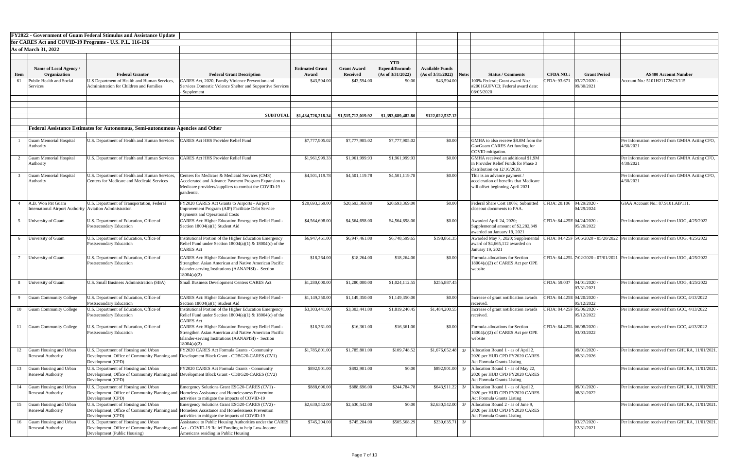**FY2022 - Government of Guam Federal Stimulus and Assistance Update**

**for CARES Act and COVID-19 Programs - U.S. P.L. 116-136**

**As of March 31, 2022**

| Item | Name of Local Agency / Organization | Federal Grantor | Federal Grant Description | Estimated Grant Award | Grant Award Received | YTD Expend/Encumb (As of 3/31/2022) | Available Funds (As of 3/31/2022) | Note: | Status / Comments | CFDA NO.: | Grant Period | AS400 Account Number |
|---|---|---|---|---|---|---|---|---|---|---|---|---|
| 61 | Public Health and Social Services | U.S Department of Health and Human Services, Administration for Children and Families | CARES Act, 2020, Family Violence Prevention and Services Domestic Volence Shelter and Supportive Services - Supplement | $43,594.00 | $43,594.00 | $0.00 | $43,594.00 | | 100% Federal; Grant award No.: #2001GUFVC3; Federal award date: 08/05/2020 | CFDA: 93.671 | 03/27/2020 - 09/30/2021 | Account No.: 5101H211726CV115 |
| | | | **SUBTOTAL** | **$1,434,726,218.34** | **$1,515,712,019.92** | **$1,393,689,482.80** | **$122,022,537.12** | | | | | |
| | **Federal Assistance Estimates for Autonomous, Semi-autonomous Agencies and Other** | | | | | | | | | | | |
| 1 | Guam Memorial Hospital Authority | U.S. Department of Health and Human Services | CARES Act HHS Provider Relief Fund | $7,777,905.02 | $7,777,905.02 | $7,777,905.02 | $0.00 | | GMHA to also receive $8.0M from the GovGuam CARES Act funding for COVID mitigation. | | | Per information received from GMHA Acting CFO, 4/30/2021 |
| 2 | Guam Memorial Hospital Authority | U.S. Department of Health and Human Services | CARES Act HHS Provider Relief Fund | $1,961,999.33 | $1,961,999.93 | $1,961,999.93 | $0.00 | | GMHA received an additional $1.9M in Provider Relief Funds for Phase 3 distribution on 12/16/2020. | | | Per information received from GMHA Acting CFO, 4/30/2021 |
| 3 | Guam Memorial Hospital Authority | U.S. Department of Health and Human Services, Centers for Medicare and Medicaid Services | Centers for Medicare & Medicaid Services (CMS) Accelerated and Advance Payment Program Expansion to Medicare providers/suppliers to combat the COVID-19 pandemic. | $4,501,119.78 | $4,501,119.78 | $4,501,119.78 | $0.00 | | This is an advance payment / acceleration of benefits that Medicare will offset beginning April 2021 | | | Per information received from GMHA Acting CFO, 4/30/2021 |
| 4 | A.B. Won Pat Guam International Airport Authority | U.S. Department of Transportation, Federal Aviation Administration | FY2020 CARES Act Grants to Airports - Airport Improvement Program (AIP) Facilitate Debt Service Payments and Operational Costs | $20,693,369.00 | $20,693,369.00 | $20,693,369.00 | $0.00 | | Federal Share Cost 100%; Submitted closeout documents to FAA. | CFDA: 20.106 | 04/29/2020 - 04/29/2024 | GIAA Account No.: 87.9101.AIP111. |
| 5 | University of Guam | U.S. Department of Education, Office of Postsecondary Education | CARES Act: Higher Education Emergency Relief Fund - Section 18004(a)(1) Student Aid | $4,564,698.00 | $4,564,698.00 | $4,564,698.00 | $0.00 | | Awarded April 24, 2020; Supplemental amount of $2,282,349 awarded on January 19, 2021 | CFDA: 84.425E | 04/24/2020 - 05/20/2022 | Per information received from UOG, 4/25/2022 |
| 6 | University of Guam | U.S. Department of Education, Office of Postsecondary Education | Institutional Portion of the Higher Education Emergency Relief Fund under Section 18004(a)(1) & 18004(c) of the CARES Act | $6,947,461.00 | $6,947,461.00 | $6,748,599.65 | $198,861.35 | | Awarded May 7, 2020; Supplemental award of $4,665,112 awarded on January 19, 2021 | CFDA: 84.425F | 5/06/2020 - 05/20/2022 | Per information received from UOG, 4/25/2022 |
| 7 | University of Guam | U.S. Department of Education, Office of Postsecondary Education | CARES Act: Higher Education Emergency Relief Fund - Strengthen Asian American and Native American Pacific Islander-serving Institutions (AANAPISI) - Section 18004(a)(2) | $18,264.00 | $18,264.00 | $18,264.00 | $0.00 | | Formula allocations for Section 18004(a)(2) of CARES Act per OPE website | CFDA: 84.425L | 7/02/2020 - 07/01/2021 | Per information received from UOG, 4/25/2022 |
| 8 | University of Guam | U.S. Small Business Administration (SBA) | Small Business Development Centers CARES Act | $1,280,000.00 | $1,280,000.00 | $1,024,112.55 | $255,887.45 | | | CFDA: 59.037 | 04/01/2020 - 03/31/2021 | Per information received from UOG, 4/25/2022 |
| 9 | Guam Community College | U.S. Department of Education, Office of Postsecondary Education | CARES Act: Higher Education Emergency Relief Fund - Section 18004(a)(1) Student Aid | $1,149,350.00 | $1,149,350.00 | $1,149,350.00 | $0.00 | | Increase of grant notification awards received. | CFDA: 84.425E | 04/20/2020 - 05/12/2022 | Per information received from GCC, 4/13/2022 |
| 10 | Guam Community College | U.S. Department of Education, Office of Postsecondary Education | Institutional Portion of the Higher Education Emergency Relief Fund under Section 18004(a)(1) & 18004(c) of the CARES Act | $3,303,441.00 | $3,303,441.00 | $1,819,240.45 | $1,484,200.55 | | Increase of grant notification awards received. | CFDA: 84.425F | 05/06/2020 - 05/12/2022 | Per information received from GCC, 4/13/2022 |
| 11 | Guam Community College | U.S. Department of Education, Office of Postsecondary Education | CARES Act: Higher Education Emergency Relief Fund - Strengthen Asian American and Native American Pacific Islander-serving Institutions (AANAPISI) - Section 18004(a)(2) | $16,361.00 | $16,361.00 | $16,361.00 | $0.00 | | Formula allocations for Section 18004(a)(2) of CARES Act per OPE website | CFDA: 84.425L | 06/08/2020 - 03/03/2022 | Per information received from GCC, 4/13/2022 |
| 12 | Guam Housing and Urban Renewal Authority | U.S. Department of Housing and Urban Development, Office of Community Planning and Development (CPD) | FY2020 CARES Act Formula Grants - Community Development Block Grant - CDBG20-CARES (CV1) | $1,785,801.00 | $1,785,801.00 | $109,748.52 | $1,676,052.48 | 3/ | Allocation Round 1 - as of April 2, 2020 per HUD CPD FY2020 CARES Act Formula Grants Listing | | 09/01/2020 - 08/31/2026 | Per information received from GHURA, 11/01/2021. |
| 13 | Guam Housing and Urban Renewal Authority | U.S. Department of Housing and Urban Development, Office of Community Planning and Development (CPD) | FY2020 CARES Act Formula Grants - Community Development Block Grant - CDBG20-CARES (CV2) | $892,901.00 | $892,901.00 | $0.00 | $892,901.00 | 3/ | Allocation Round 1 - as of May 22, 2020 per HUD CPD FY2020 CARES Act Formula Grants Listing | | | Per information received from GHURA, 11/01/2021. |
| 14 | Guam Housing and Urban Renewal Authority | U.S. Department of Housing and Urban Development, Office of Community Planning and Development (CPD) | Emergency Solutions Grant ESG20-CARES (CV1) - Homeless Assistance and Homelessness Prevention activities to mitigate the impacts of COVID-19 | $888,696.00 | $888,696.00 | $244,784.78 | $643,911.22 | 3/ | Allocation Round 1 - as of April 2, 2020 per HUD CPD FY2020 CARES Act Formula Grants Listing | | 09/01/2020 - 08/31/2022 | Per information received from GHURA, 11/01/2021. |
| 15 | Guam Housing and Urban Renewal Authority | U.S. Department of Housing and Urban Development, Office of Community Planning and Development (CPD) | Emergency Solutions Grant ESG20-CARES (CV2) - Homeless Assistance and Homelessness Prevention activities to mitigate the impacts of COVID-19 | $2,630,542.00 | $2,630,542.00 | $0.00 | $2,630,542.00 | 3/ | Allocation Round 2 - as of June 9, 2020 per HUD CPD FY2020 CARES Act Formula Grants Listing | | | Per information received from GHURA, 11/01/2021. |
| 16 | Guam Housing and Urban Renewal Authority | U.S. Department of Housing and Urban Development, Office of Community Planning and Development (Public Housing) | Assistance to Public Housing Authorities under the CARES Act - COVID-19 Relief Funding to help Low-Income Americans residing in Public Housing | $745,204.00 | $745,204.00 | $505,568.29 | $239,635.71 | 3/ | | | 03/27/2020 - 12/31/2021 | Per information received from GHURA, 11/01/2021. |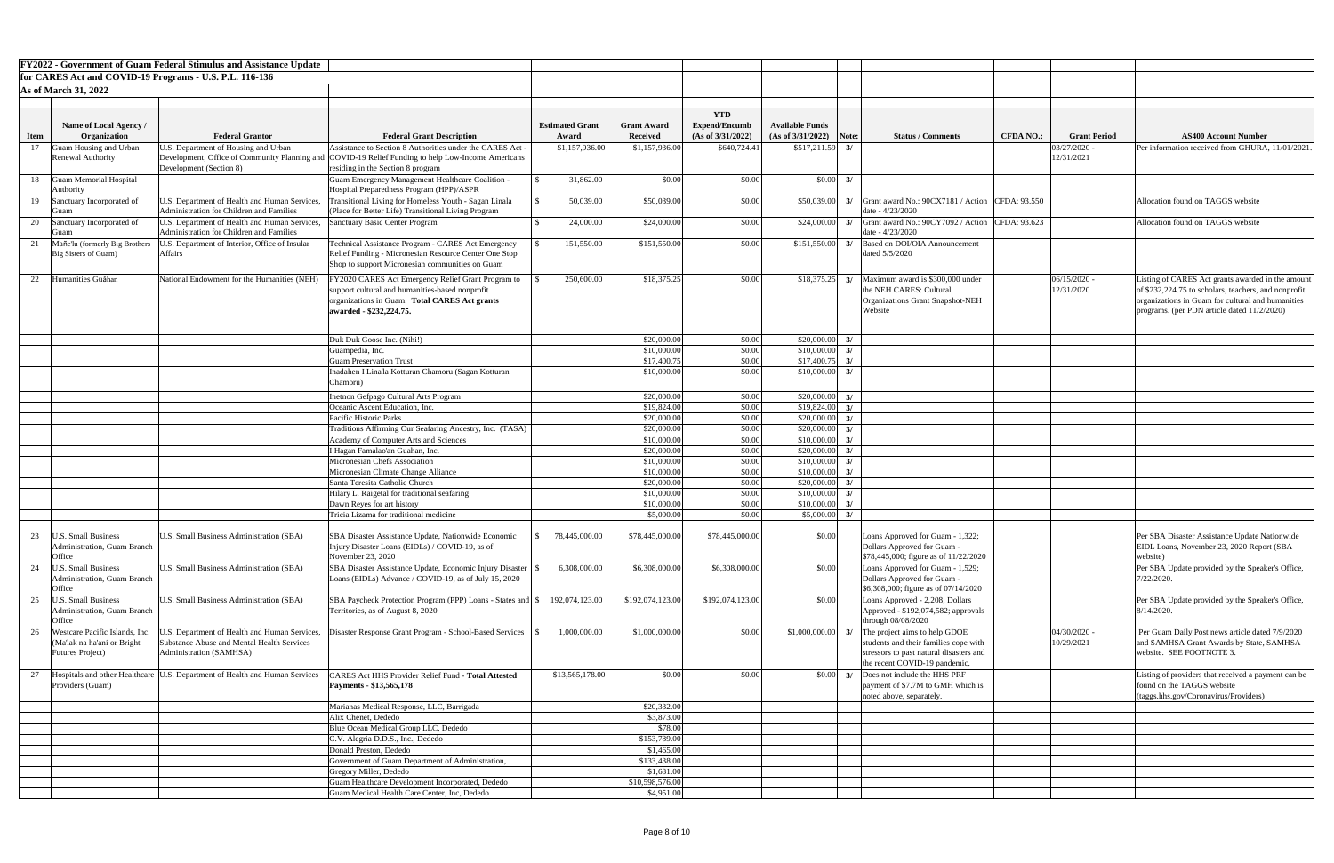**FY2022 - Government of Guam Federal Stimulus and Assistance Update**
**for CARES Act and COVID-19 Programs - U.S. P.L. 116-136**
**As of March 31, 2022**

| Item | Name of Local Agency / Organization | Federal Grantor | Federal Grant Description | Estimated Grant Award | Grant Award Received | YTD Expend/Encumb (As of 3/31/2022) | Available Funds (As of 3/31/2022) | Note: | Status / Comments | CFDA NO.: | Grant Period | AS400 Account Number |
|---|---|---|---|---|---|---|---|---|---|---|---|---|
| 17 | Guam Housing and Urban Renewal Authority | U.S. Department of Housing and Urban Development, Office of Community Planning and Development (Section 8) | Assistance to Section 8 Authorities under the CARES Act - COVID-19 Relief Funding to help Low-Income Americans residing in the Section 8 program | $1,157,936.00 | $1,157,936.00 | $640,724.41 | $517,211.59 | 3/ | | | 03/27/2020 - 12/31/2021 | Per information received from GHURA, 11/01/2021. |
| 18 | Guam Memorial Hospital Authority | | Guam Emergency Management Healthcare Coalition - Hospital Preparedness Program (HPP)/ASPR | $ 31,862.00 | $0.00 | $0.00 | $0.00 | 3/ | | | | |
| 19 | Sanctuary Incorporated of Guam | U.S. Department of Health and Human Services, Administration for Children and Families | Transitional Living for Homeless Youth - Sagan Linala (Place for Better Life) Transitional Living Program | $ 50,039.00 | $50,039.00 | $0.00 | $50,039.00 | 3/ | Grant award No.: 90CX7181 / Action date - 4/23/2020 | CFDA: 93.550 | | Allocation found on TAGGS website |
| 20 | Sanctuary Incorporated of Guam | U.S. Department of Health and Human Services, Administration for Children and Families | Sanctuary Basic Center Program | $ 24,000.00 | $24,000.00 | $0.00 | $24,000.00 | 3/ | Grant award No.: 90CY7092 / Action date - 4/23/2020 | CFDA: 93.623 | | Allocation found on TAGGS website |
| 21 | Mañe'lu (formerly Big Brothers Big Sisters of Guam) | U.S. Department of Interior, Office of Insular Affairs | Technical Assistance Program - CARES Act Emergency Relief Funding - Micronesian Resource Center One Stop Shop to support Micronesian communities on Guam | $ 151,550.00 | $151,550.00 | $0.00 | $151,550.00 | 3/ | Based on DOI/OIA Announcement dated 5/5/2020 | | | |
| 22 | Humanities Guåhan | National Endowment for the Humanities (NEH) | FY2020 CARES Act Emergency Relief Grant Program to support cultural and humanities-based nonprofit organizations in Guam. **Total CARES Act grants awarded - $232,224.75.** | $ 250,600.00 | $18,375.25 | $0.00 | $18,375.25 | 3/ | Maximum award is $300,000 under the NEH CARES: Cultural Organizations Grant Snapshot-NEH Website | | 06/15/2020 - 12/31/2020 | Listing of CARES Act grants awarded in the amount of $232,224.75 to scholars, teachers, and nonprofit organizations in Guam for cultural and humanities programs. (per PDN article dated 11/2/2020) |
| | | | Duk Duk Goose Inc. (Nihi!) | | $20,000.00 | $0.00 | $20,000.00 | 3/ | | | | |
| | | | Guampedia, Inc. | | $10,000.00 | $0.00 | $10,000.00 | 3/ | | | | |
| | | | Guam Preservation Trust | | $17,400.75 | $0.00 | $17,400.75 | 3/ | | | | |
| | | | Inadahen I Lina'la Kotturan Chamoru (Sagan Kotturan Chamoru) | | $10,000.00 | $0.00 | $10,000.00 | 3/ | | | | |
| | | | Inetnon Gefpago Cultural Arts Program | | $20,000.00 | $0.00 | $20,000.00 | 3/ | | | | |
| | | | Oceanic Ascent Education, Inc. | | $19,824.00 | $0.00 | $19,824.00 | 3/ | | | | |
| | | | Pacific Historic Parks | | $20,000.00 | $0.00 | $20,000.00 | 3/ | | | | |
| | | | Traditions Affirming Our Seafaring Ancestry, Inc. (TASA) | | $20,000.00 | $0.00 | $20,000.00 | 3/ | | | | |
| | | | Academy of Computer Arts and Sciences | | $10,000.00 | $0.00 | $10,000.00 | 3/ | | | | |
| | | | I Hagan Famalao'an Guahan, Inc. | | $20,000.00 | $0.00 | $20,000.00 | 3/ | | | | |
| | | | Micronesian Chefs Association | | $10,000.00 | $0.00 | $10,000.00 | 3/ | | | | |
| | | | Micronesian Climate Change Alliance | | $10,000.00 | $0.00 | $10,000.00 | 3/ | | | | |
| | | | Santa Teresita Catholic Church | | $20,000.00 | $0.00 | $20,000.00 | 3/ | | | | |
| | | | Hilary L. Raigetal for traditional seafaring | | $10,000.00 | $0.00 | $10,000.00 | 3/ | | | | |
| | | | Dawn Reyes for art history | | $10,000.00 | $0.00 | $10,000.00 | 3/ | | | | |
| | | | Tricia Lizama for traditional medicine | | $5,000.00 | $0.00 | $5,000.00 | 3/ | | | | |
| 23 | U.S. Small Business Administration, Guam Branch Office | U.S. Small Business Administration (SBA) | SBA Disaster Assistance Update, Nationwide Economic Injury Disaster Loans (EIDLs) / COVID-19, as of November 23, 2020 | $ 78,445,000.00 | $78,445,000.00 | $78,445,000.00 | $0.00 | | Loans Approved for Guam - 1,322; Dollars Approved for Guam - $78,445,000; figure as of 11/22/2020 | | | Per SBA Disaster Assistance Update Nationwide EIDL Loans, November 23, 2020 Report (SBA website) |
| 24 | U.S. Small Business Administration, Guam Branch Office | U.S. Small Business Administration (SBA) | SBA Disaster Assistance Update, Economic Injury Disaster Loans (EIDLs) Advance / COVID-19, as of July 15, 2020 | $ 6,308,000.00 | $6,308,000.00 | $6,308,000.00 | $0.00 | | Loans Approved for Guam - 1,529; Dollars Approved for Guam - $6,308,000; figure as of 07/14/2020 | | | Per SBA Update provided by the Speaker's Office, 7/22/2020. |
| 25 | U.S. Small Business Administration, Guam Branch Office | U.S. Small Business Administration (SBA) | SBA Paycheck Protection Program (PPP) Loans - States and Territories, as of August 8, 2020 | $ 192,074,123.00 | $192,074,123.00 | $192,074,123.00 | $0.00 | | Loans Approved - 2,208; Dollars Approved - $192,074,582; approvals through 08/08/2020 | | | Per SBA Update provided by the Speaker's Office, 8/14/2020. |
| 26 | Westcare Pacific Islands, Inc. (Ma'lak na ha'ani or Bright Futures Project) | U.S. Department of Health and Human Services, Substance Abuse and Mental Health Services Administration (SAMHSA) | Disaster Response Grant Program - School-Based Services | $ 1,000,000.00 | $1,000,000.00 | $0.00 | $1,000,000.00 | 3/ | The project aims to help GDOE students and their families cope with stressors to past natural disasters and the recent COVID-19 pandemic. | | 04/30/2020 - 10/29/2021 | Per Guam Daily Post news article dated 7/9/2020 and SAMHSA Grant Awards by State, SAMHSA website. SEE FOOTNOTE 3. |
| 27 | Hospitals and other Healthcare Providers (Guam) | U.S. Department of Health and Human Services | CARES Act HHS Provider Relief Fund - **Total Attested Payments - $13,565,178** | $13,565,178.00 | $0.00 | $0.00 | $0.00 | 3/ | Does not include the HHS PRF payment of $7.7M to GMH which is noted above, separately. | | | Listing of providers that received a payment can be found on the TAGGS website (taggs.hhs.gov/Coronavirus/Providers) |
| | | | Marianas Medical Response, LLC, Barrigada | | $20,332.00 | | | | | | | |
| | | | Alix Chenet, Dededo | | $3,873.00 | | | | | | | |
| | | | Blue Ocean Medical Group LLC, Dededo | | $78.00 | | | | | | | |
| | | | C.V. Alegria D.D.S., Inc., Dededo | | $153,789.00 | | | | | | | |
| | | | Donald Preston, Dededo | | $1,465.00 | | | | | | | |
| | | | Government of Guam Department of Administration, | | $133,438.00 | | | | | | | |
| | | | Gregory Miller, Dededo | | $1,681.00 | | | | | | | |
| | | | Guam Healthcare Development Incorporated, Dededo | | $10,598,576.00 | | | | | | | |
| | | | Guam Medical Health Care Center, Inc, Dededo | | $4,951.00 | | | | | | | |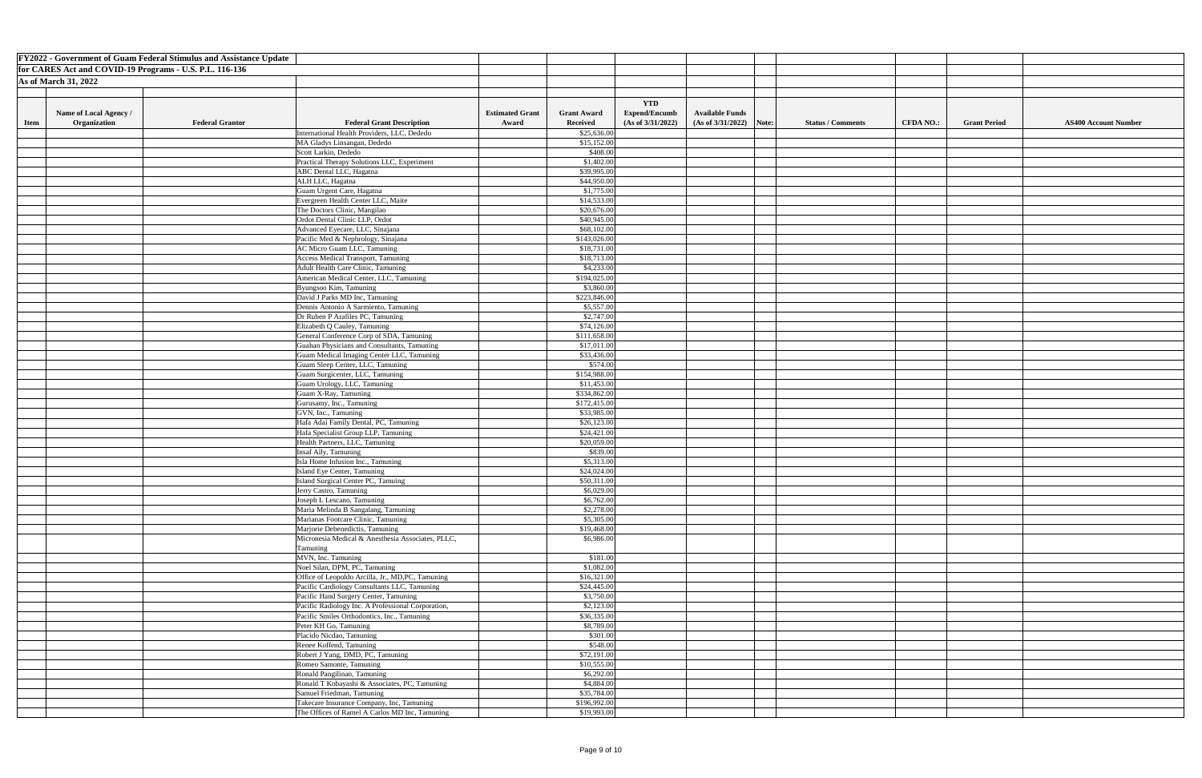**FY2022 - Government of Guam Federal Stimulus and Assistance Update**

**for CARES Act and COVID-19 Programs - U.S. P.L. 116-136**

**As of March 31, 2022**

| Item | Name of Local Agency / Organization | Federal Grantor | Federal Grant Description | Estimated Grant Award | Grant Award Received | YTD Expend/Encumb (As of 3/31/2022) | Available Funds (As of 3/31/2022) | Note: | Status / Comments | CFDA NO.: | Grant Period | AS400 Account Number |
|---|---|---|---|---|---|---|---|---|---|---|---|---|
| | | | International Health Providers, LLC, Dededo | | $25,636.00 | | | | | | | |
| | | | MA Gladys Linsangan, Dededo | | $15,152.00 | | | | | | | |
| | | | Scott Larkin, Dededo | | $408.00 | | | | | | | |
| | | | Practical Therapy Solutions LLC, Experiment | | $1,402.00 | | | | | | | |
| | | | ABC Dental LLC, Hagatna | | $39,995.00 | | | | | | | |
| | | | ALH LLC, Hagatna | | $44,950.00 | | | | | | | |
| | | | Guam Urgent Care, Hagatna | | $1,775.00 | | | | | | | |
| | | | Evergreen Health Center LLC, Maite | | $14,533.00 | | | | | | | |
| | | | The Doctors Clinic, Mangilao | | $20,676.00 | | | | | | | |
| | | | Ordot Dental Clinic LLP, Ordot | | $40,945.00 | | | | | | | |
| | | | Advanced Eyecare, LLC, Sinajana | | $68,102.00 | | | | | | | |
| | | | Pacific Med & Nephrology, Sinajana | | $143,026.00 | | | | | | | |
| | | | AC Micro Guam LLC, Tamuning | | $18,731.00 | | | | | | | |
| | | | Access Medical Transport, Tamuning | | $18,713.00 | | | | | | | |
| | | | Adult Health Care Clinic, Tamuning | | $4,233.00 | | | | | | | |
| | | | American Medical Center, LLC, Tamuning | | $194,025.00 | | | | | | | |
| | | | Byungsoo Kim, Tamuning | | $3,860.00 | | | | | | | |
| | | | David J Parks MD Inc, Tamuning | | $223,846.00 | | | | | | | |
| | | | Dennis Antonio A Sarmiento, Tamuning | | $5,557.00 | | | | | | | |
| | | | Dr Ruben P Arafiles PC, Tamuning | | $2,747.00 | | | | | | | |
| | | | Elizabeth Q Cauley, Tamuning | | $74,126.00 | | | | | | | |
| | | | General Conference Corp of SDA, Tamuning | | $111,658.00 | | | | | | | |
| | | | Guahan Physicians and Consultants, Tamuning | | $17,011.00 | | | | | | | |
| | | | Guam Medical Imaging Center LLC, Tamuning | | $33,436.00 | | | | | | | |
| | | | Guam Sleep Center, LLC, Tamuning | | $574.00 | | | | | | | |
| | | | Guam Surgicenter, LLC, Tamuning | | $154,988.00 | | | | | | | |
| | | | Guam Urology, LLC, Tamuning | | $11,453.00 | | | | | | | |
| | | | Guam X-Ray, Tamuning | | $334,862.00 | | | | | | | |
| | | | Gurusamy, Inc., Tamuning | | $172,415.00 | | | | | | | |
| | | | GVN, Inc., Tamuning | | $33,985.00 | | | | | | | |
| | | | Hafa Adai Family Dental, PC, Tamuning | | $26,123.00 | | | | | | | |
| | | | Hafa Specialist Group LLP, Tamuning | | $24,421.00 | | | | | | | |
| | | | Health Partners, LLC, Tamuning | | $20,059.00 | | | | | | | |
| | | | Insaf Ally, Tamuning | | $839.00 | | | | | | | |
| | | | Isla Home Infusion Inc., Tamuning | | $5,313.00 | | | | | | | |
| | | | Island Eye Center, Tamuning | | $24,024.00 | | | | | | | |
| | | | Island Surgical Center PC, Tamuing | | $50,311.00 | | | | | | | |
| | | | Jerry Castro, Tamuning | | $6,029.00 | | | | | | | |
| | | | Joseph L Lescano, Tamuning | | $6,762.00 | | | | | | | |
| | | | Maria Melinda B Sangalang, Tamuning | | $2,278.00 | | | | | | | |
| | | | Marianas Footcare Clinic, Tamuning | | $5,305.00 | | | | | | | |
| | | | Marjorie Debenedictis, Tamuning | | $19,468.00 | | | | | | | |
| | | | Micronesia Medical & Anesthesia Associates, PLLC, Tamuning | | $6,986.00 | | | | | | | |
| | | | MVN, Inc. Tamuning | | $181.00 | | | | | | | |
| | | | Noel Silan, DPM, PC, Tamuning | | $1,082.00 | | | | | | | |
| | | | Office of Leopoldo Arcilla, Jr., MD,PC, Tamuning | | $16,321.00 | | | | | | | |
| | | | Pacific Cardiology Consultants LLC, Tamuning | | $24,445.00 | | | | | | | |
| | | | Pacific Hand Surgery Center, Tamuning | | $3,750.00 | | | | | | | |
| | | | Pacific Radiology Inc. A Professional Corporation, | | $2,123.00 | | | | | | | |
| | | | Pacific Smiles Orthodontics, Inc., Tamuning | | $36,335.00 | | | | | | | |
| | | | Peter KH Go, Tamuning | | $8,789.00 | | | | | | | |
| | | | Placido Nicdao, Tamuning | | $301.00 | | | | | | | |
| | | | Renee Koffend, Tamuning | | $548.00 | | | | | | | |
| | | | Robert J Yang, DMD, PC, Tamuning | | $72,191.00 | | | | | | | |
| | | | Romeo Samonte, Tamuning | | $10,555.00 | | | | | | | |
| | | | Ronald Pangilinan, Tamuning | | $6,292.00 | | | | | | | |
| | | | Ronald T Kobayashi & Associates, PC, Tamuning | | $4,884.00 | | | | | | | |
| | | | Samuel Friedman, Tamuning | | $35,784.00 | | | | | | | |
| | | | Takecare Insurance Company, Inc, Tamuning | | $196,992.00 | | | | | | | |
| | | | The Offices of Ramel A Carlos MD Inc, Tamuning | | $19,993.00 | | | | | | | |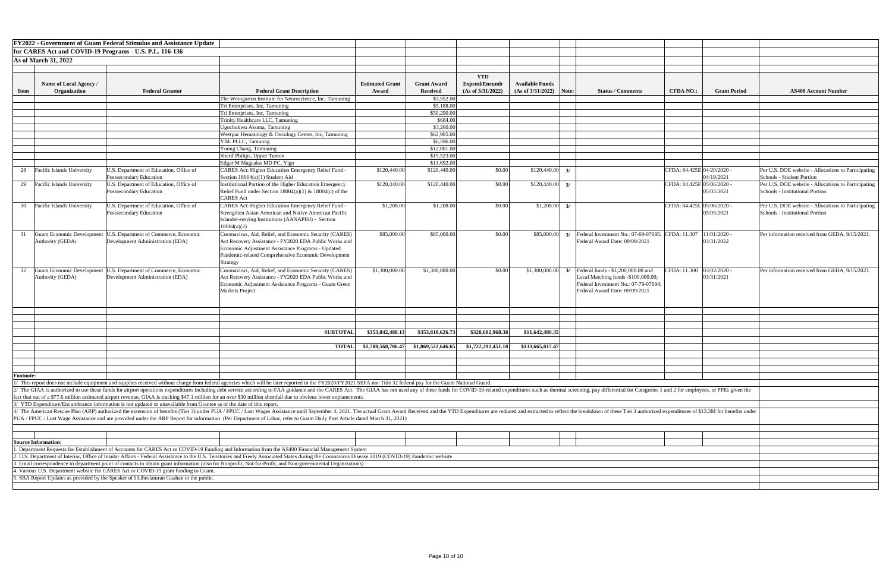# FY2022 - Government of Guam Federal Stimulus and Assistance Update

## for CARES Act and COVID-19 Programs - U.S. P.L. 116-136

### As of March 31, 2022

| Item | Name of Local Agency / Organization | Federal Grantor | Federal Grant Description | Estimated Grant Award | Grant Award Received | YTD Expend/Encumb (As of 3/31/2022) | Available Funds (As of 3/31/2022) | Note: | Status / Comments | CFDA NO.: | Grant Period | AS400 Account Number |
|---|---|---|---|---|---|---|---|---|---|---|---|---|
| | | | The Weingarten Institute for Neuroscience, Inc, Tamuning | | $3,552.00 | | | | | | | |
| | | | Tri Enterprises, Inc, Tamuning | | $5,188.00 | | | | | | | |
| | | | Tri Enterprises, Inc, Tamuning | | $50,290.00 | | | | | | | |
| | | | Trinity Healthcare LLC, Tamuning | | $684.00 | | | | | | | |
| | | | Ugochukwu Akoma, Tamuning | | $3,260.00 | | | | | | | |
| | | | Westpac Hematology & Oncology Center, Inc, Tamuning | | $62,905.00 | | | | | | | |
| | | | YBL PLLC, Tamunng | | $6,596.00 | | | | | | | |
| | | | Young Chang, Tamuning | | $12,001.00 | | | | | | | |
| | | | Sherif Philips, Upper Tumon | | $19,523.00 | | | | | | | |
| | | | Edgar M Magcalas MD PC, Yigo | | $11,692.00 | | | | | | | |
| 28 | Pacific Islands University | U.S. Department of Education, Office of Postsecondary Education | CARES Act: Higher Education Emergency Relief Fund - Section 18004(a)(1) Student Aid | $120,440.00 | $120,440.00 | $0.00 | $120,440.00 | 3/ | | CFDA: 84.425E | 04/20/2020 - 04/19/2021 | Per U.S. DOE website - Allocations to Participating Schools - Student Portion |
| 29 | Pacific Islands University | U.S. Department of Education, Office of Postsecondary Education | Institutional Portion of the Higher Education Emergency Relief Fund under Section 18004(a)(1) & 18004(c) of the CARES Act | $120,440.00 | $120,440.00 | $0.00 | $120,440.00 | 3/ | | CFDA: 84.425F | 05/06/2020 - 05/05/2021 | Per U.S. DOE website - Allocations to Participating Schools - Institutional Portion |
| 30 | Pacific Islands University | U.S. Department of Education, Office of Postsecondary Education | CARES Act: Higher Education Emergency Relief Fund - Strengthen Asian American and Native American Pacific Islander-serving Institutions (AANAPISI) - Section 18004(a)(2) | $1,208.00 | $1,208.00 | $0.00 | $1,208.00 | 3/ | | CFDA: 84.425L | 05/06/2020 - 05/05/2021 | Per U.S. DOE website - Allocations to Participating Schools - Institutional Portion |
| 31 | Guam Economic Development Authority (GEDA) | U.S. Department of Commerce, Economic Development Administration (EDA) | Coronavirus, Aid, Relief, and Economic Security (CARES) Act Recovery Assistance - FY2020 EDA Public Works and Economic Adjustment Assistance Programs - Updated Pandemic-related Comprehensive Economic Development Strategy | $85,000.00 | $85,000.00 | $0.00 | $85,000.00 | 3/ | Federal Investment No.: 07-69-07695; Federal Award Date: 09/09/2021 | CFDA: 11.307 | 11/01/2020 - 03/31/2022 | Per information received from GEDA, 9/15/2021. |
| 32 | Guam Economic Development Authority (GEDA) | U.S. Department of Commerce, Economic Development Administration (EDA) | Coronavirus, Aid, Relief, and Economic Security (CARES) Act Recovery Assistance - FY2020 EDA Public Works and Economic Adjustment Assistance Programs - Guam Green Markets Project | $1,300,000.00 | $1,300,000.00 | $0.00 | $1,300,000.00 | 3/ | Federal funds - $1,200,000.00 and Local Matching funds -$100,000.00; Federal Investment No.: 07-79-07694; Federal Award Date: 09/09/2021 | CFDA: 11.300 | 03/02/2020 - 03/31/2021 | Per information received from GEDA, 9/15/2021. |
| | | | **SUBTOTAL** | **$353,842,488.13** | **$353,810,626.73** | **$328,602,968.38** | **$11,642,480.35** | | | | | |
| | | | **TOTAL** | **$1,788,568,706.47** | **$1,869,522,646.65** | **$1,722,292,451.18** | **$133,665,017.47** | | | | | |

**Footnote:**

1/ This report does not include equipment and supplies received without charge from federal agencies which will be later reported in the FY2020/FY2021 SEFA nor Title 32 federal pay for the Guam National Guard.

2/ The GIAA is authorized to use these funds for airport operations expenditures including debt service according to FAA guidance and the CARES Act. The GIAA has not used any of these funds for COVID-19-related expenditures such as thermal screening, pay differential for Categories 1 and 2 for employees, or PPEs given the fact that out of a $77.6 million estimated airport revenue, GIAA is tracking $47.1 million for an over $30 million shortfall due to obvious lower enplanements.

3/ YTD Expenditure/Encumbrance information is not updated or unavailable from Grantee as of the date of this report.

4/ The American Rescue Plan (ARP) authorized the extension of benefits (Tier 3) under PUA / FPUC / Lost Wages Assistance until September 4, 2021. The actual Grant Award Received and the YTD Expenditures are reduced and extracted to reflect the breakdown of these Tier 3 authorized expenditures of $13.3M for benefits under PUA / FPUC / Lost Wage Assistance and are provided under the ARP Report for information. (Per Department of Labor, refer to Guam Daily Post Article dated March 31, 2021)

**Source Information:**

1. Department Requests for Establishment of Accounts for CARES Act or COVID-19 Funding and Information from the AS400 Financial Management System
2. U.S. Department of Interior, Office of Insular Affairs - Federal Assistance to the U.S. Territories and Freely Associated States during the Coronavirus Disease 2019 (COVID-19) Pandemic website
3. Email correspondence to department point of contacts to obtain grant information (also for Nonprofit, Not-for-Profit, and Non-governmental Organizations)
4. Various U.S. Department website for CARES Act or COVID-19 grant funding to Guam.
5. SBA Report Updates as provided by the Speaker of I Liheslaturan Guahan to the public.